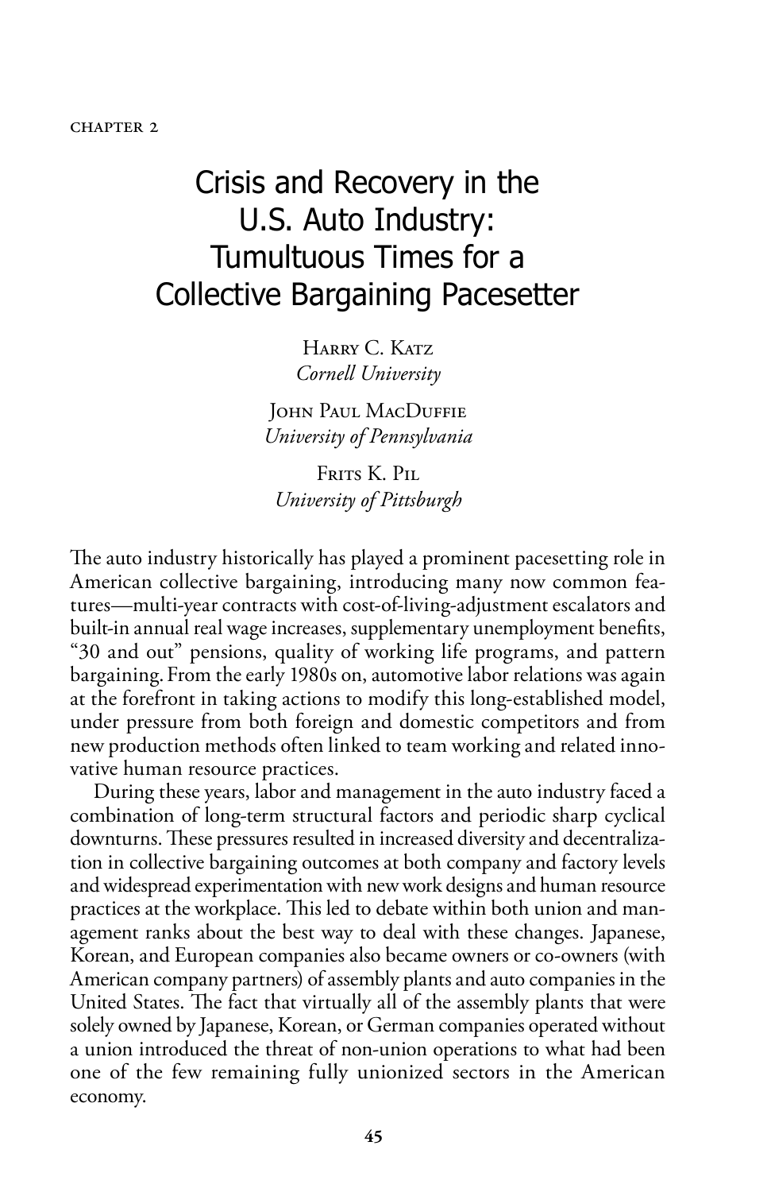CHAPTER 2

# Crisis and Recovery in the U.S. Auto Industry: Tumultuous Times for a Collective Bargaining Pacesetter

Harry C. Katz
*Cornell University*

John Paul MacDuffie
*University of Pennsylvania*

Frits K. Pil
*University of Pittsburgh*

The auto industry historically has played a prominent pacesetting role in American collective bargaining, introducing many now common features—multi-year contracts with cost-of-living-adjustment escalators and built-in annual real wage increases, supplementary unemployment benefits, "30 and out" pensions, quality of working life programs, and pattern bargaining. From the early 1980s on, automotive labor relations was again at the forefront in taking actions to modify this long-established model, under pressure from both foreign and domestic competitors and from new production methods often linked to team working and related innovative human resource practices.

During these years, labor and management in the auto industry faced a combination of long-term structural factors and periodic sharp cyclical downturns. These pressures resulted in increased diversity and decentralization in collective bargaining outcomes at both company and factory levels and widespread experimentation with new work designs and human resource practices at the workplace. This led to debate within both union and management ranks about the best way to deal with these changes. Japanese, Korean, and European companies also became owners or co-owners (with American company partners) of assembly plants and auto companies in the United States. The fact that virtually all of the assembly plants that were solely owned by Japanese, Korean, or German companies operated without a union introduced the threat of non-union operations to what had been one of the few remaining fully unionized sectors in the American economy.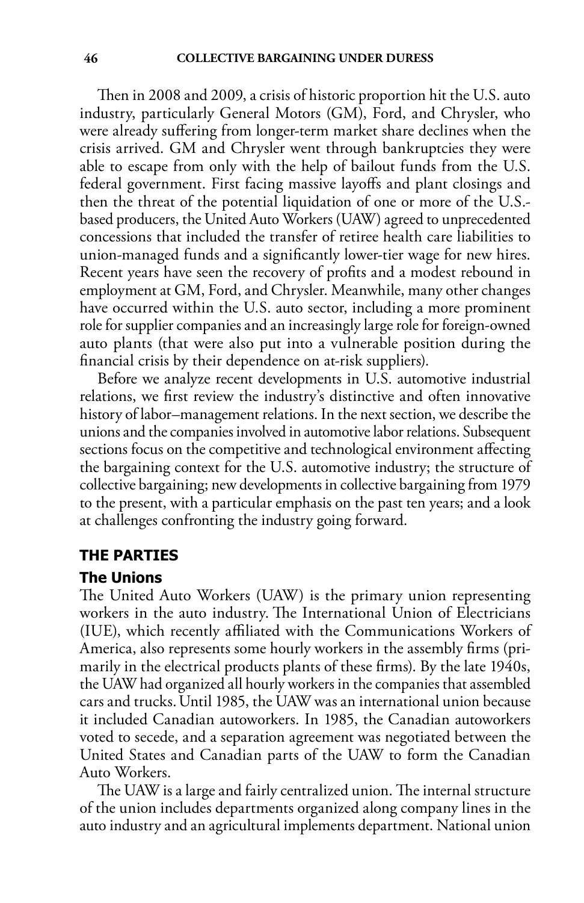Then in 2008 and 2009, a crisis of historic proportion hit the U.S. auto industry, particularly General Motors (GM), Ford, and Chrysler, who were already suffering from longer-term market share declines when the crisis arrived. GM and Chrysler went through bankruptcies they were able to escape from only with the help of bailout funds from the U.S. federal government. First facing massive layoffs and plant closings and then the threat of the potential liquidation of one or more of the U.S.-based producers, the United Auto Workers (UAW) agreed to unprecedented concessions that included the transfer of retiree health care liabilities to union-managed funds and a significantly lower-tier wage for new hires. Recent years have seen the recovery of profits and a modest rebound in employment at GM, Ford, and Chrysler. Meanwhile, many other changes have occurred within the U.S. auto sector, including a more prominent role for supplier companies and an increasingly large role for foreign-owned auto plants (that were also put into a vulnerable position during the financial crisis by their dependence on at-risk suppliers).

Before we analyze recent developments in U.S. automotive industrial relations, we first review the industry's distinctive and often innovative history of labor–management relations. In the next section, we describe the unions and the companies involved in automotive labor relations. Subsequent sections focus on the competitive and technological environment affecting the bargaining context for the U.S. automotive industry; the structure of collective bargaining; new developments in collective bargaining from 1979 to the present, with a particular emphasis on the past ten years; and a look at challenges confronting the industry going forward.

## THE PARTIES

### The Unions

The United Auto Workers (UAW) is the primary union representing workers in the auto industry. The International Union of Electricians (IUE), which recently affiliated with the Communications Workers of America, also represents some hourly workers in the assembly firms (primarily in the electrical products plants of these firms). By the late 1940s, the UAW had organized all hourly workers in the companies that assembled cars and trucks. Until 1985, the UAW was an international union because it included Canadian autoworkers. In 1985, the Canadian autoworkers voted to secede, and a separation agreement was negotiated between the United States and Canadian parts of the UAW to form the Canadian Auto Workers.

The UAW is a large and fairly centralized union. The internal structure of the union includes departments organized along company lines in the auto industry and an agricultural implements department. National union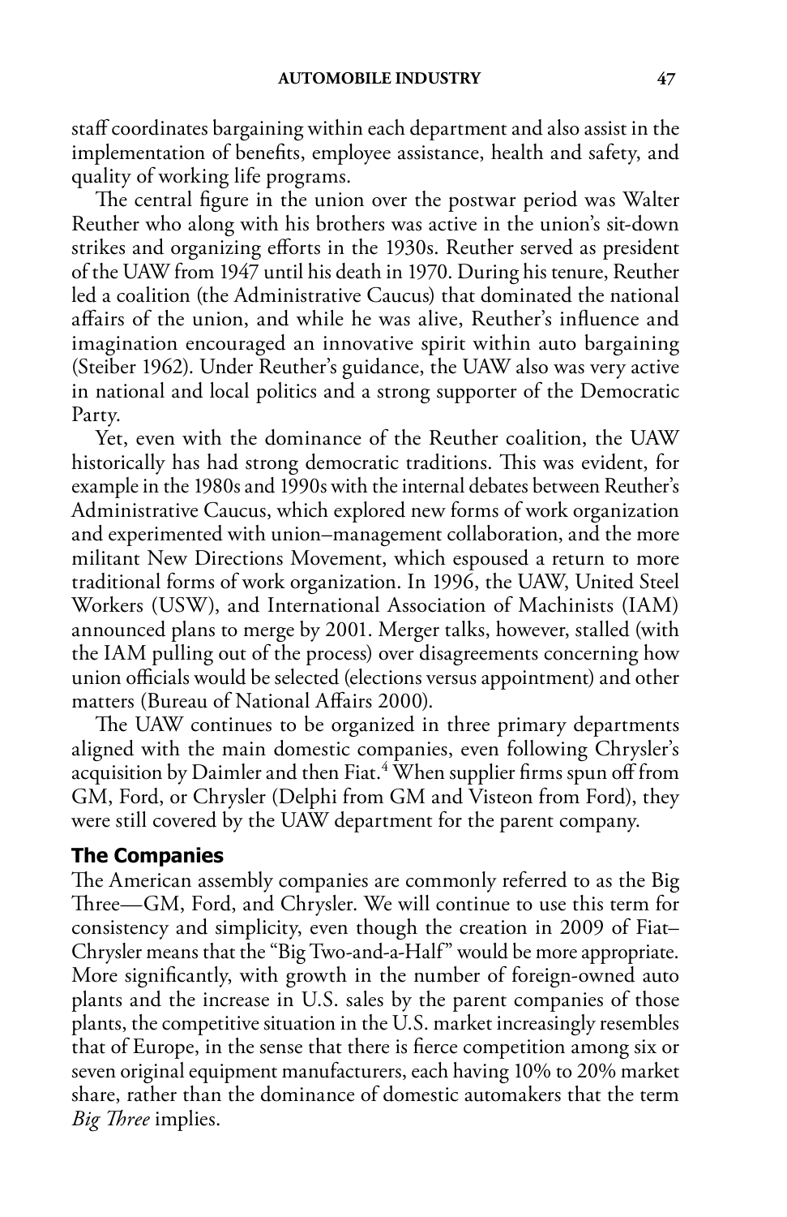staff coordinates bargaining within each department and also assist in the implementation of benefits, employee assistance, health and safety, and quality of working life programs.

The central figure in the union over the postwar period was Walter Reuther who along with his brothers was active in the union's sit-down strikes and organizing efforts in the 1930s. Reuther served as president of the UAW from 1947 until his death in 1970. During his tenure, Reuther led a coalition (the Administrative Caucus) that dominated the national affairs of the union, and while he was alive, Reuther's influence and imagination encouraged an innovative spirit within auto bargaining (Steiber 1962). Under Reuther's guidance, the UAW also was very active in national and local politics and a strong supporter of the Democratic Party.

Yet, even with the dominance of the Reuther coalition, the UAW historically has had strong democratic traditions. This was evident, for example in the 1980s and 1990s with the internal debates between Reuther's Administrative Caucus, which explored new forms of work organization and experimented with union–management collaboration, and the more militant New Directions Movement, which espoused a return to more traditional forms of work organization. In 1996, the UAW, United Steel Workers (USW), and International Association of Machinists (IAM) announced plans to merge by 2001. Merger talks, however, stalled (with the IAM pulling out of the process) over disagreements concerning how union officials would be selected (elections versus appointment) and other matters (Bureau of National Affairs 2000).

The UAW continues to be organized in three primary departments aligned with the main domestic companies, even following Chrysler's acquisition by Daimler and then Fiat.[4] When supplier firms spun off from GM, Ford, or Chrysler (Delphi from GM and Visteon from Ford), they were still covered by the UAW department for the parent company.

## The Companies

The American assembly companies are commonly referred to as the Big Three—GM, Ford, and Chrysler. We will continue to use this term for consistency and simplicity, even though the creation in 2009 of Fiat–Chrysler means that the "Big Two-and-a-Half" would be more appropriate. More significantly, with growth in the number of foreign-owned auto plants and the increase in U.S. sales by the parent companies of those plants, the competitive situation in the U.S. market increasingly resembles that of Europe, in the sense that there is fierce competition among six or seven original equipment manufacturers, each having 10% to 20% market share, rather than the dominance of domestic automakers that the term *Big Three* implies.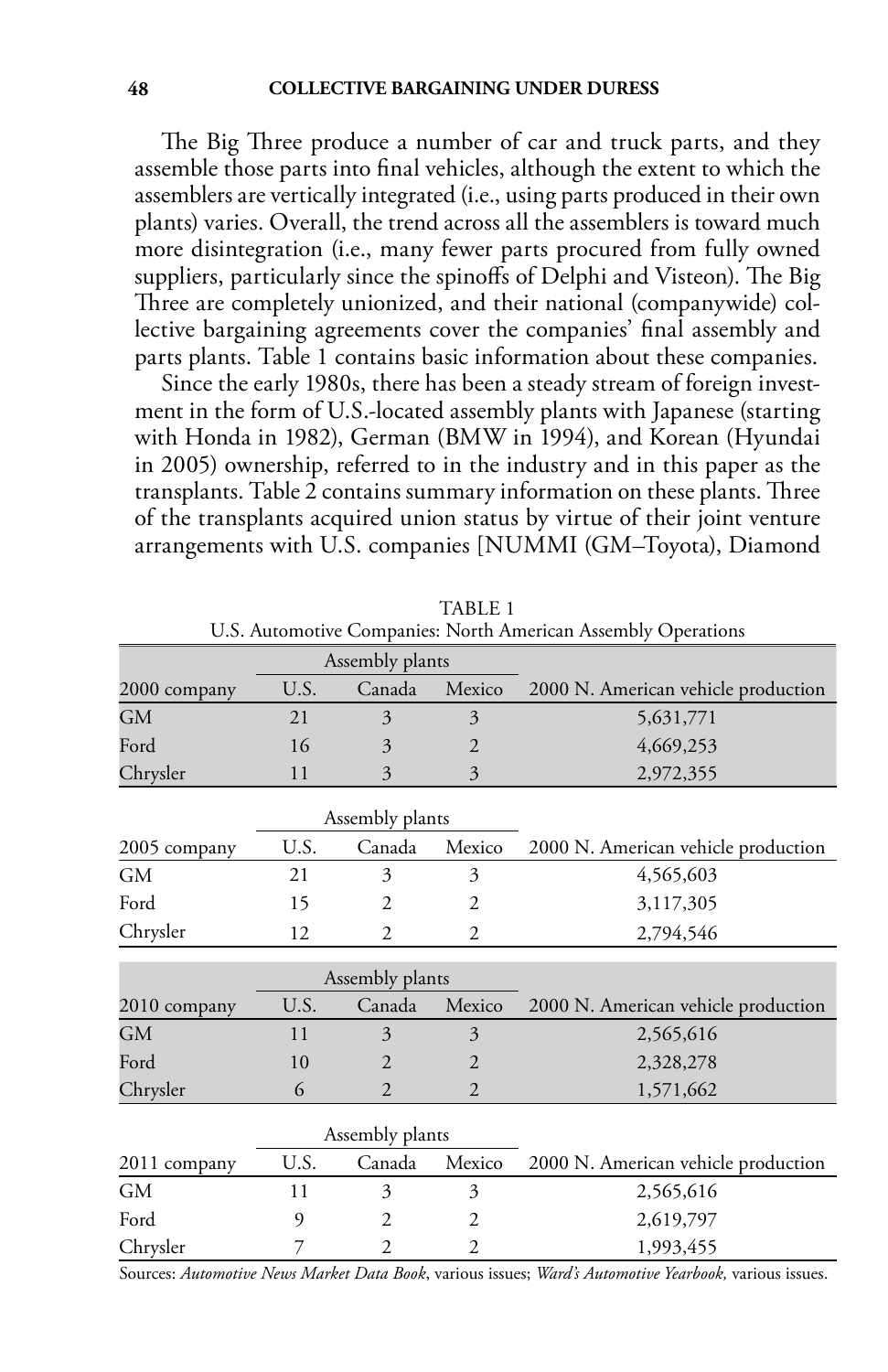The Big Three produce a number of car and truck parts, and they assemble those parts into final vehicles, although the extent to which the assemblers are vertically integrated (i.e., using parts produced in their own plants) varies. Overall, the trend across all the assemblers is toward much more disintegration (i.e., many fewer parts procured from fully owned suppliers, particularly since the spinoffs of Delphi and Visteon). The Big Three are completely unionized, and their national (companywide) collective bargaining agreements cover the companies' final assembly and parts plants. Table 1 contains basic information about these companies.

Since the early 1980s, there has been a steady stream of foreign investment in the form of U.S.-located assembly plants with Japanese (starting with Honda in 1982), German (BMW in 1994), and Korean (Hyundai in 2005) ownership, referred to in the industry and in this paper as the transplants. Table 2 contains summary information on these plants. Three of the transplants acquired union status by virtue of their joint venture arrangements with U.S. companies [NUMMI (GM–Toyota), Diamond

TABLE 1
U.S. Automotive Companies: North American Assembly Operations

| | Assembly plants | | | |
|---|---|---|---|---|
| 2000 company | U.S. | Canada | Mexico | 2000 N. American vehicle production |
| GM | 21 | 3 | 3 | 5,631,771 |
| Ford | 16 | 3 | 2 | 4,669,253 |
| Chrysler | 11 | 3 | 3 | 2,972,355 |
| | **Assembly plants** | | | |
| 2005 company | U.S. | Canada | Mexico | 2000 N. American vehicle production |
| GM | 21 | 3 | 3 | 4,565,603 |
| Ford | 15 | 2 | 2 | 3,117,305 |
| Chrysler | 12 | 2 | 2 | 2,794,546 |
| | **Assembly plants** | | | |
| 2010 company | U.S. | Canada | Mexico | 2000 N. American vehicle production |
| GM | 11 | 3 | 3 | 2,565,616 |
| Ford | 10 | 2 | 2 | 2,328,278 |
| Chrysler | 6 | 2 | 2 | 1,571,662 |
| | **Assembly plants** | | | |
| 2011 company | U.S. | Canada | Mexico | 2000 N. American vehicle production |
| GM | 11 | 3 | 3 | 2,565,616 |
| Ford | 9 | 2 | 2 | 2,619,797 |
| Chrysler | 7 | 2 | 2 | 1,993,455 |

Sources: *Automotive News Market Data Book*, various issues; *Ward's Automotive Yearbook,* various issues.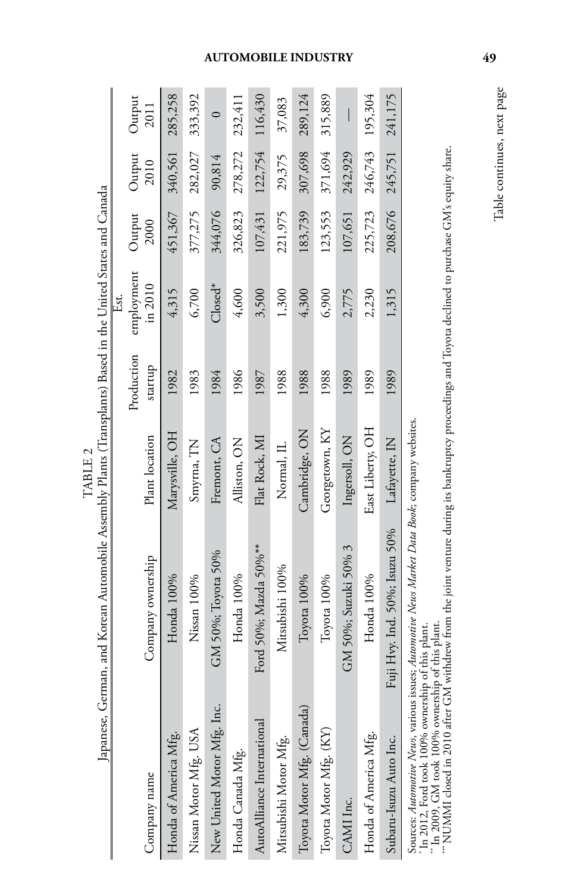TABLE 2
Japanese, German, and Korean Automobile Assembly Plants (Transplants) Based in the United States and Canada

| Company name | Company ownership | Plant location | Production startup | Est. employment in 2010 | Output 2000 | Output 2010 | Output 2011 |
|---|---|---|---|---|---|---|---|
| Honda of America Mfg. | Honda 100% | Marysville, OH | 1982 | 4,315 | 451,367 | 340,561 | 285,258 |
| Nissan Motor Mfg. USA | Nissan 100% | Smyrna, TN | 1983 | 6,700 | 377,275 | 282,027 | 333,392 |
| New United Motor Mfg. Inc. | GM 50%; Toyota 50% | Fremont, CA | 1984 | Closed* | 344,076 | 90,814 | 0 |
| Honda Canada Mfg. | Honda 100% | Alliston, ON | 1986 | 4,600 | 326,823 | 278,272 | 232,411 |
| AutoAlliance International | Ford 50%; Mazda 50%** | Flat Rock, MI | 1987 | 3,500 | 107,431 | 122,754 | 116,430 |
| Mitsubishi Motor Mfg. | Mitsubishi 100% | Normal, IL | 1988 | 1,300 | 221,975 | 29,375 | 37,083 |
| Toyota Motor Mfg. (Canada) | Toyota 100% | Cambridge, ON | 1988 | 4,300 | 183,739 | 307,698 | 289,124 |
| Toyota Motor Mfg. (KY) | Toyota 100% | Georgetown, KY | 1988 | 6,900 | 123,553 | 371,694 | 315,889 |
| CAMI Inc. | GM 50%; Suzuki 50% 3 | Ingersoll, ON | 1989 | 2,775 | 107,651 | 242,929 | — |
| Honda of America Mfg. | Honda 100% | East Liberty, OH | 1989 | 2,230 | 225,723 | 246,743 | 195,304 |
| Subaru-Isuzu Auto Inc. | Fuji Hvy. Ind. 50%; Isuzu 50% | Lafayette, IN | 1989 | 1,315 | 208,676 | 245,751 | 241,175 |

Sources: *Automotive News*, various issues; *Automotive News Market Data Book*; company websites.
*In 2012, Ford took 100% ownership of this plant.
**In 2009, GM took 100% ownership of this plant.
***NUMMI closed in 2010 after GM withdrew from the joint venture during its bankruptcy proceedings and Toyota declined to purchase GM's equity share.

Table continues, next page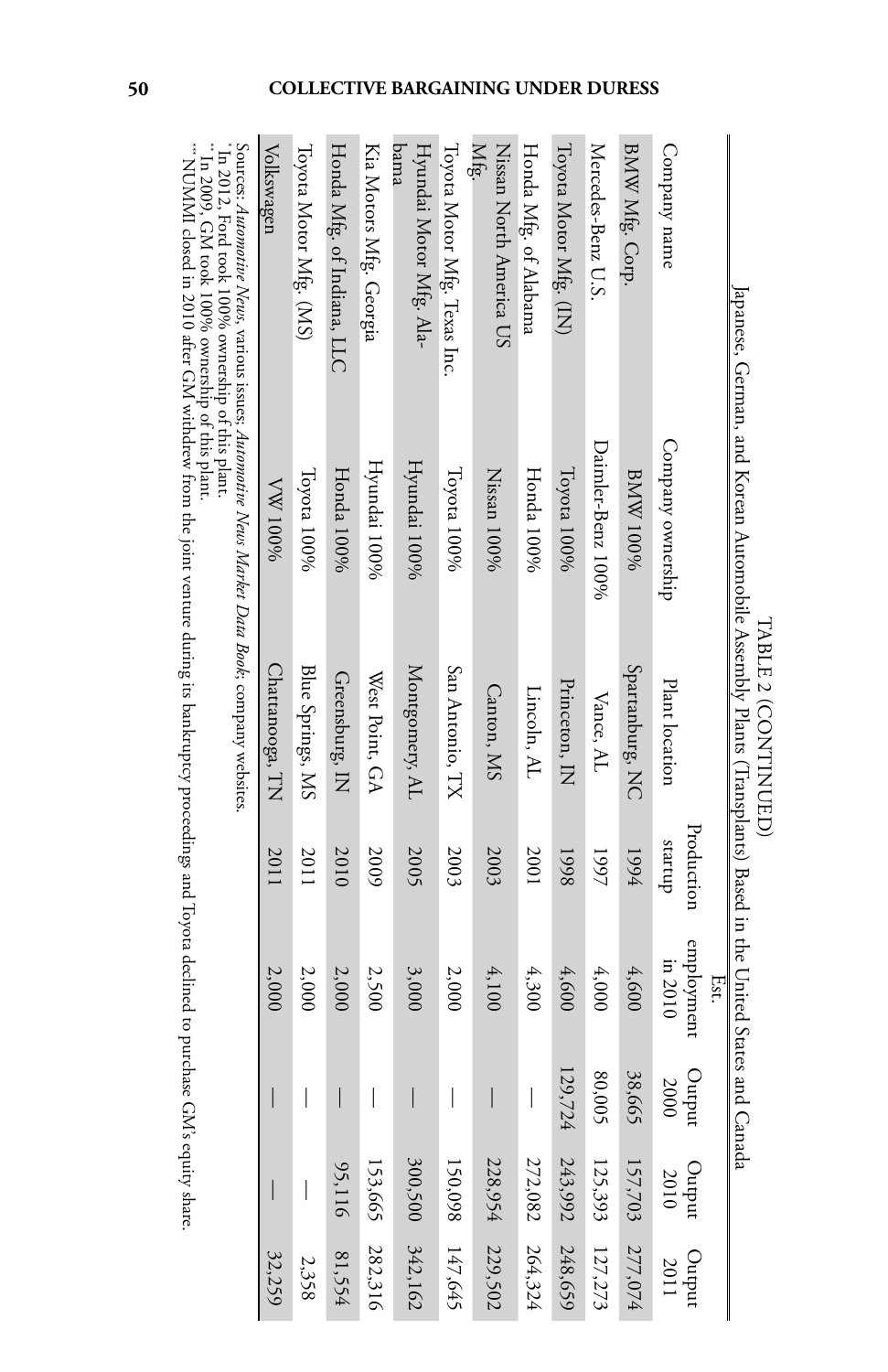TABLE 2 (CONTINUED)

Japanese, German, and Korean Automobile Assembly Plants (Transplants) Based in the United States and Canada

| Company name | Company ownership | Plant location | Production startup | Est. employment in 2010 | Output 2000 | Output 2010 | Output 2011 |
|---|---|---|---|---|---|---|---|
| BMW Mfg. Corp. | BMW 100% | Spartanburg, NC | 1994 | 4,600 | 38,665 | 157,703 | 277,074 |
| Mercedes-Benz U.S. | Daimler-Benz 100% | Vance, AL | 1997 | 4,000 | 80,005 | 125,393 | 127,273 |
| Toyota Motor Mfg. (IN) | Toyota 100% | Princeton, IN | 1998 | 4,600 | 129,724 | 243,992 | 248,659 |
| Honda Mfg. of Alabama | Honda 100% | Lincoln, AL | 2001 | 4,300 | — | 272,082 | 264,324 |
| Nissan North America US Mfg. | Nissan 100% | Canton, MS | 2003 | 4,100 | — | 228,954 | 229,502 |
| Toyota Motor Mfg. Texas Inc. | Toyota 100% | San Antonio, TX | 2003 | 2,000 | — | 150,098 | 147,645 |
| Hyundai Motor Mfg. Alabama | Hyundai 100% | Montgomery, AL | 2005 | 3,000 | — | 300,500 | 342,162 |
| Kia Motors Mfg. Georgia | Hyundai 100% | West Point, GA | 2009 | 2,500 | — | 153,665 | 282,316 |
| Honda Mfg. of Indiana, LLC | Honda 100% | Greensburg, IN | 2010 | 2,000 | — | 95,116 | 81,554 |
| Toyota Motor Mfg. (MS) | Toyota 100% | Blue Springs, MS | 2011 | 2,000 | — | — | 2,358 |
| Volkswagen | VW 100% | Chattanooga, TN | 2011 | 2,000 | — | — | 32,259 |

Sources: *Automotive News*, various issues; *Automotive News Market Data Book*; company websites.
*In 2012, Ford took 100% ownership of this plant.
**In 2009, GM took 100% ownership of this plant.
***NUMMI closed in 2010 after GM withdrew from the joint venture during its bankruptcy proceedings and Toyota declined to purchase GM's equity share.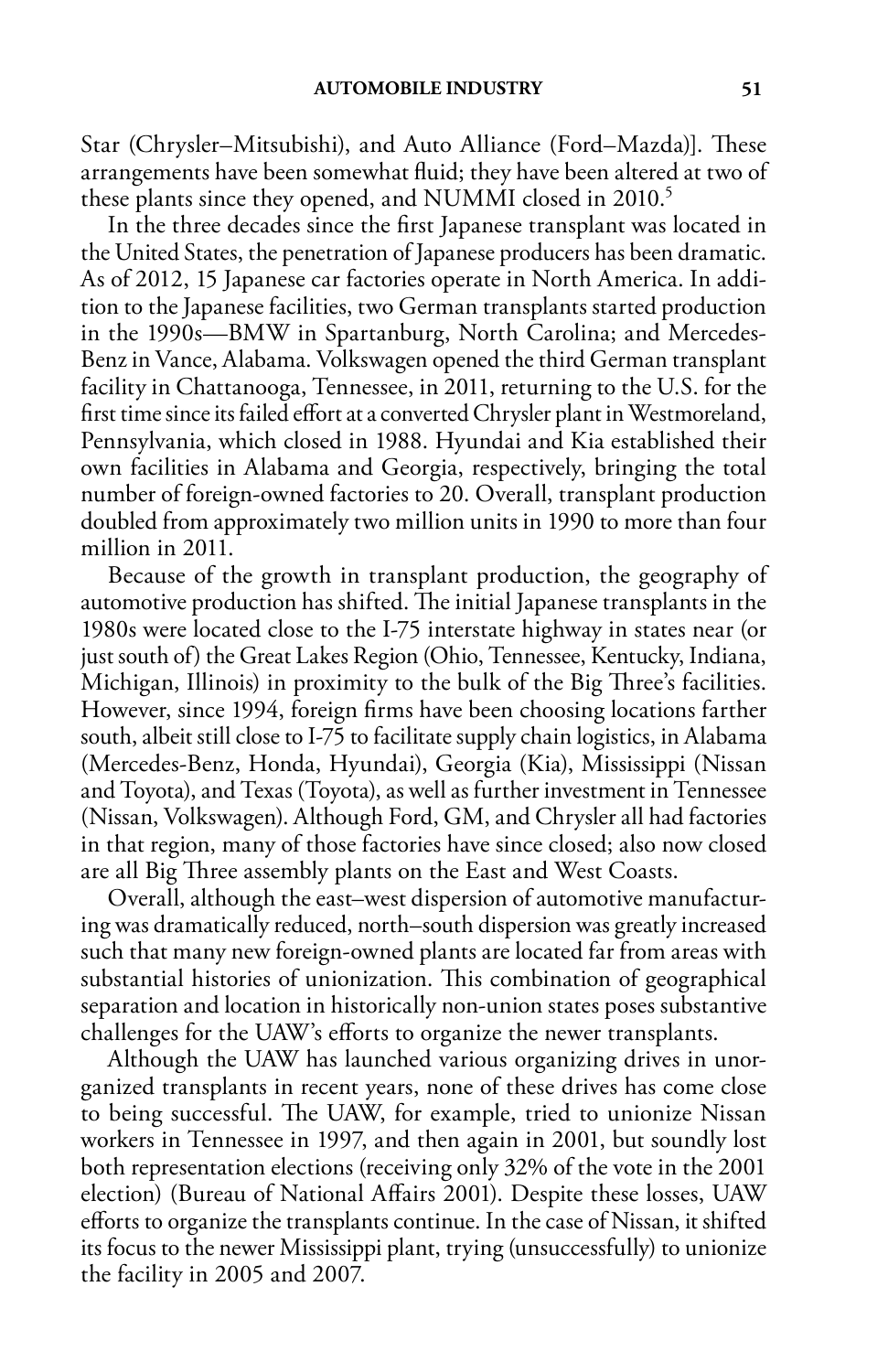Star (Chrysler–Mitsubishi), and Auto Alliance (Ford–Mazda)]. These arrangements have been somewhat fluid; they have been altered at two of these plants since they opened, and NUMMI closed in 2010.[5]

In the three decades since the first Japanese transplant was located in the United States, the penetration of Japanese producers has been dramatic. As of 2012, 15 Japanese car factories operate in North America. In addition to the Japanese facilities, two German transplants started production in the 1990s—BMW in Spartanburg, North Carolina; and Mercedes-Benz in Vance, Alabama. Volkswagen opened the third German transplant facility in Chattanooga, Tennessee, in 2011, returning to the U.S. for the first time since its failed effort at a converted Chrysler plant in Westmoreland, Pennsylvania, which closed in 1988. Hyundai and Kia established their own facilities in Alabama and Georgia, respectively, bringing the total number of foreign-owned factories to 20. Overall, transplant production doubled from approximately two million units in 1990 to more than four million in 2011.

Because of the growth in transplant production, the geography of automotive production has shifted. The initial Japanese transplants in the 1980s were located close to the I-75 interstate highway in states near (or just south of) the Great Lakes Region (Ohio, Tennessee, Kentucky, Indiana, Michigan, Illinois) in proximity to the bulk of the Big Three's facilities. However, since 1994, foreign firms have been choosing locations farther south, albeit still close to I-75 to facilitate supply chain logistics, in Alabama (Mercedes-Benz, Honda, Hyundai), Georgia (Kia), Mississippi (Nissan and Toyota), and Texas (Toyota), as well as further investment in Tennessee (Nissan, Volkswagen). Although Ford, GM, and Chrysler all had factories in that region, many of those factories have since closed; also now closed are all Big Three assembly plants on the East and West Coasts.

Overall, although the east–west dispersion of automotive manufacturing was dramatically reduced, north–south dispersion was greatly increased such that many new foreign-owned plants are located far from areas with substantial histories of unionization. This combination of geographical separation and location in historically non-union states poses substantive challenges for the UAW's efforts to organize the newer transplants.

Although the UAW has launched various organizing drives in unorganized transplants in recent years, none of these drives has come close to being successful. The UAW, for example, tried to unionize Nissan workers in Tennessee in 1997, and then again in 2001, but soundly lost both representation elections (receiving only 32% of the vote in the 2001 election) (Bureau of National Affairs 2001). Despite these losses, UAW efforts to organize the transplants continue. In the case of Nissan, it shifted its focus to the newer Mississippi plant, trying (unsuccessfully) to unionize the facility in 2005 and 2007.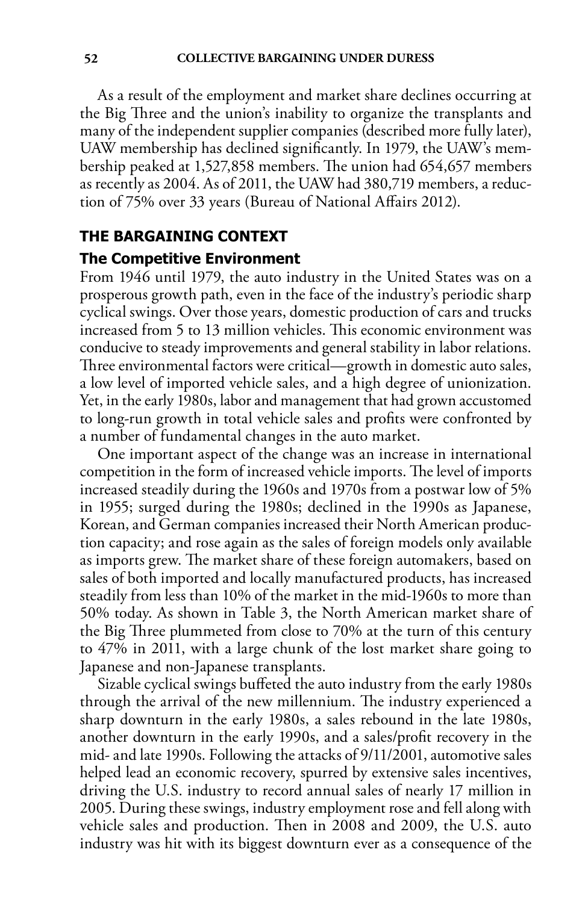As a result of the employment and market share declines occurring at the Big Three and the union's inability to organize the transplants and many of the independent supplier companies (described more fully later), UAW membership has declined significantly. In 1979, the UAW's membership peaked at 1,527,858 members. The union had 654,657 members as recently as 2004. As of 2011, the UAW had 380,719 members, a reduction of 75% over 33 years (Bureau of National Affairs 2012).

## THE BARGAINING CONTEXT

### The Competitive Environment

From 1946 until 1979, the auto industry in the United States was on a prosperous growth path, even in the face of the industry's periodic sharp cyclical swings. Over those years, domestic production of cars and trucks increased from 5 to 13 million vehicles. This economic environment was conducive to steady improvements and general stability in labor relations. Three environmental factors were critical—growth in domestic auto sales, a low level of imported vehicle sales, and a high degree of unionization. Yet, in the early 1980s, labor and management that had grown accustomed to long-run growth in total vehicle sales and profits were confronted by a number of fundamental changes in the auto market.

One important aspect of the change was an increase in international competition in the form of increased vehicle imports. The level of imports increased steadily during the 1960s and 1970s from a postwar low of 5% in 1955; surged during the 1980s; declined in the 1990s as Japanese, Korean, and German companies increased their North American production capacity; and rose again as the sales of foreign models only available as imports grew. The market share of these foreign automakers, based on sales of both imported and locally manufactured products, has increased steadily from less than 10% of the market in the mid-1960s to more than 50% today. As shown in Table 3, the North American market share of the Big Three plummeted from close to 70% at the turn of this century to 47% in 2011, with a large chunk of the lost market share going to Japanese and non-Japanese transplants.

Sizable cyclical swings buffeted the auto industry from the early 1980s through the arrival of the new millennium. The industry experienced a sharp downturn in the early 1980s, a sales rebound in the late 1980s, another downturn in the early 1990s, and a sales/profit recovery in the mid- and late 1990s. Following the attacks of 9/11/2001, automotive sales helped lead an economic recovery, spurred by extensive sales incentives, driving the U.S. industry to record annual sales of nearly 17 million in 2005. During these swings, industry employment rose and fell along with vehicle sales and production. Then in 2008 and 2009, the U.S. auto industry was hit with its biggest downturn ever as a consequence of the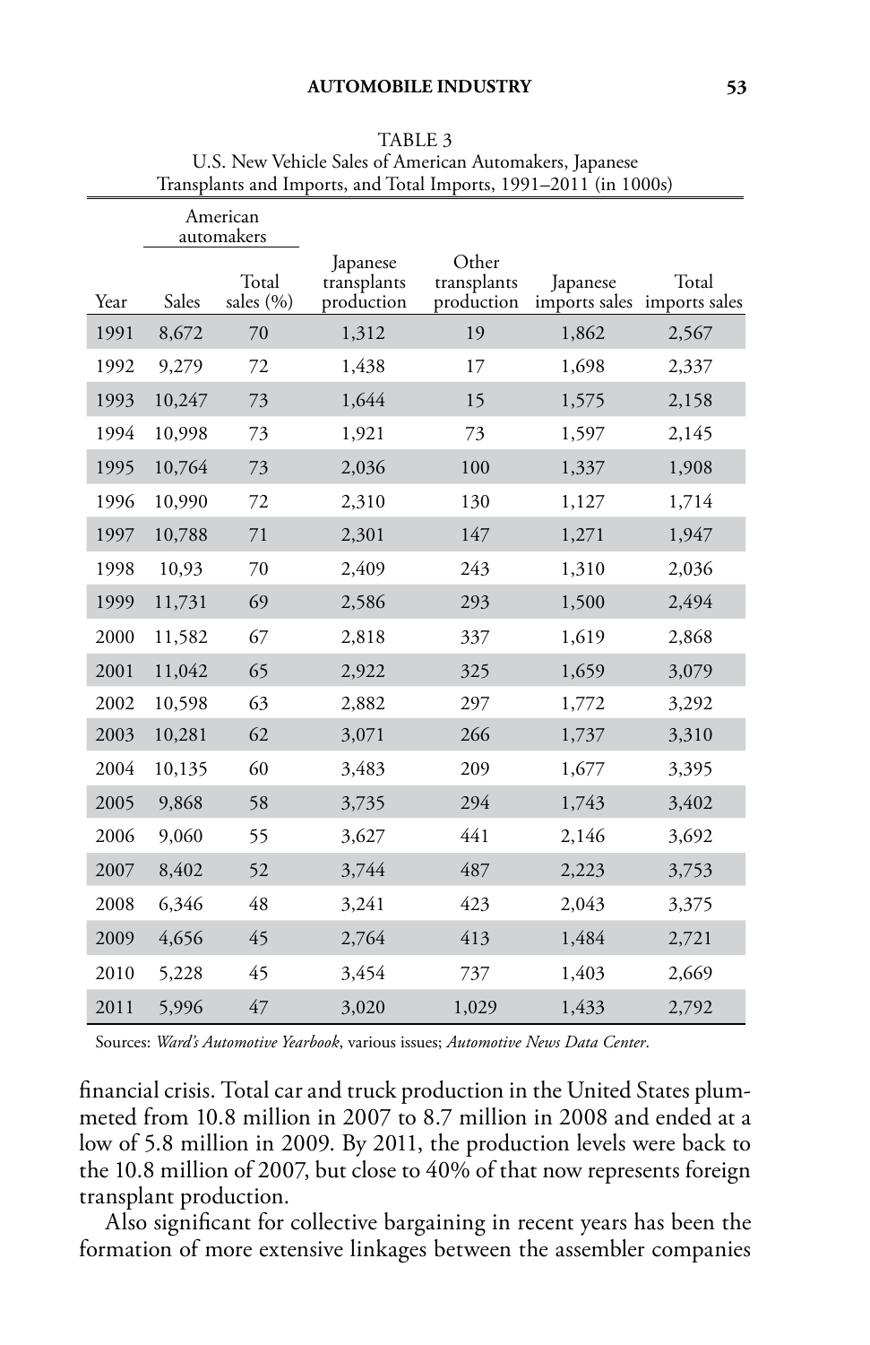TABLE 3
U.S. New Vehicle Sales of American Automakers, Japanese Transplants and Imports, and Total Imports, 1991–2011 (in 1000s)

| | American automakers | | | | | |
|---|---|---|---|---|---|---|
| Year | Sales | Total sales (%) | Japanese transplants production | Other transplants production | Japanese imports sales | Total imports sales |
| 1991 | 8,672 | 70 | 1,312 | 19 | 1,862 | 2,567 |
| 1992 | 9,279 | 72 | 1,438 | 17 | 1,698 | 2,337 |
| 1993 | 10,247 | 73 | 1,644 | 15 | 1,575 | 2,158 |
| 1994 | 10,998 | 73 | 1,921 | 73 | 1,597 | 2,145 |
| 1995 | 10,764 | 73 | 2,036 | 100 | 1,337 | 1,908 |
| 1996 | 10,990 | 72 | 2,310 | 130 | 1,127 | 1,714 |
| 1997 | 10,788 | 71 | 2,301 | 147 | 1,271 | 1,947 |
| 1998 | 10,93 | 70 | 2,409 | 243 | 1,310 | 2,036 |
| 1999 | 11,731 | 69 | 2,586 | 293 | 1,500 | 2,494 |
| 2000 | 11,582 | 67 | 2,818 | 337 | 1,619 | 2,868 |
| 2001 | 11,042 | 65 | 2,922 | 325 | 1,659 | 3,079 |
| 2002 | 10,598 | 63 | 2,882 | 297 | 1,772 | 3,292 |
| 2003 | 10,281 | 62 | 3,071 | 266 | 1,737 | 3,310 |
| 2004 | 10,135 | 60 | 3,483 | 209 | 1,677 | 3,395 |
| 2005 | 9,868 | 58 | 3,735 | 294 | 1,743 | 3,402 |
| 2006 | 9,060 | 55 | 3,627 | 441 | 2,146 | 3,692 |
| 2007 | 8,402 | 52 | 3,744 | 487 | 2,223 | 3,753 |
| 2008 | 6,346 | 48 | 3,241 | 423 | 2,043 | 3,375 |
| 2009 | 4,656 | 45 | 2,764 | 413 | 1,484 | 2,721 |
| 2010 | 5,228 | 45 | 3,454 | 737 | 1,403 | 2,669 |
| 2011 | 5,996 | 47 | 3,020 | 1,029 | 1,433 | 2,792 |

Sources: *Ward's Automotive Yearbook*, various issues; *Automotive News Data Center*.

financial crisis. Total car and truck production in the United States plummeted from 10.8 million in 2007 to 8.7 million in 2008 and ended at a low of 5.8 million in 2009. By 2011, the production levels were back to the 10.8 million of 2007, but close to 40% of that now represents foreign transplant production.

Also significant for collective bargaining in recent years has been the formation of more extensive linkages between the assembler companies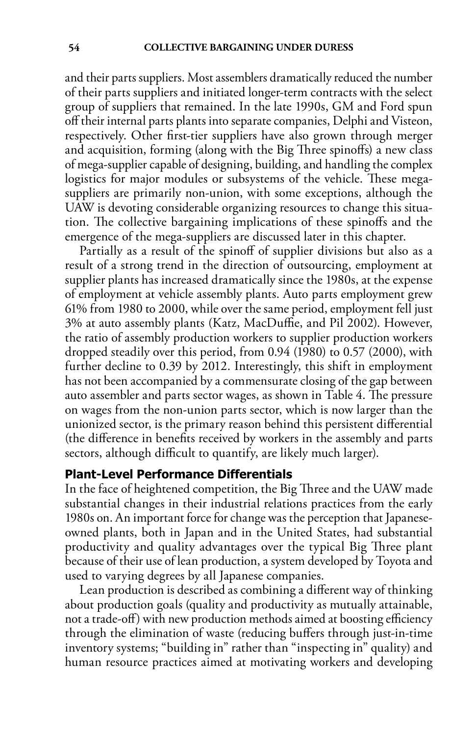and their parts suppliers. Most assemblers dramatically reduced the number of their parts suppliers and initiated longer-term contracts with the select group of suppliers that remained. In the late 1990s, GM and Ford spun off their internal parts plants into separate companies, Delphi and Visteon, respectively. Other first-tier suppliers have also grown through merger and acquisition, forming (along with the Big Three spinoffs) a new class of mega-supplier capable of designing, building, and handling the complex logistics for major modules or subsystems of the vehicle. These mega-suppliers are primarily non-union, with some exceptions, although the UAW is devoting considerable organizing resources to change this situation. The collective bargaining implications of these spinoffs and the emergence of the mega-suppliers are discussed later in this chapter.

Partially as a result of the spinoff of supplier divisions but also as a result of a strong trend in the direction of outsourcing, employment at supplier plants has increased dramatically since the 1980s, at the expense of employment at vehicle assembly plants. Auto parts employment grew 61% from 1980 to 2000, while over the same period, employment fell just 3% at auto assembly plants (Katz, MacDuffie, and Pil 2002). However, the ratio of assembly production workers to supplier production workers dropped steadily over this period, from 0.94 (1980) to 0.57 (2000), with further decline to 0.39 by 2012. Interestingly, this shift in employment has not been accompanied by a commensurate closing of the gap between auto assembler and parts sector wages, as shown in Table 4. The pressure on wages from the non-union parts sector, which is now larger than the unionized sector, is the primary reason behind this persistent differential (the difference in benefits received by workers in the assembly and parts sectors, although difficult to quantify, are likely much larger).

## Plant-Level Performance Differentials

In the face of heightened competition, the Big Three and the UAW made substantial changes in their industrial relations practices from the early 1980s on. An important force for change was the perception that Japanese-owned plants, both in Japan and in the United States, had substantial productivity and quality advantages over the typical Big Three plant because of their use of lean production, a system developed by Toyota and used to varying degrees by all Japanese companies.

Lean production is described as combining a different way of thinking about production goals (quality and productivity as mutually attainable, not a trade-off) with new production methods aimed at boosting efficiency through the elimination of waste (reducing buffers through just-in-time inventory systems; "building in" rather than "inspecting in" quality) and human resource practices aimed at motivating workers and developing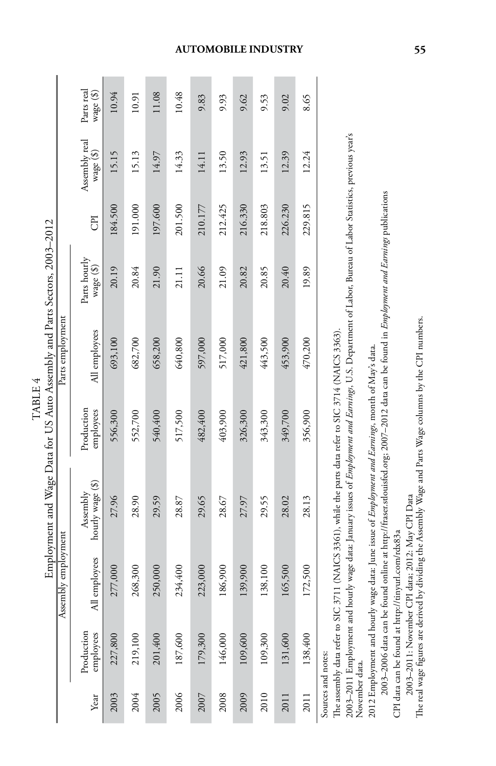TABLE 4

Employment and Wage Data for US Auto Assembly and Parts Sectors, 2003–2012

| Year | Assembly employment | | | Parts employment | | | | | |
|---|---|---|---|---|---|---|---|---|---|
| | Production employees | All employees | Assembly hourly wage ($) | Production employees | All employees | Parts hourly wage ($) | CPI | Assembly real wage ($) | Parts real wage ($) |
| 2003 | 227,800 | 277,000 | 27.96 | 556,300 | 693,100 | 20.19 | 184.500 | 15.15 | 10.94 |
| 2004 | 219,100 | 268,300 | 28.90 | 552,700 | 682,700 | 20.84 | 191.000 | 15.13 | 10.91 |
| 2005 | 201,400 | 250,000 | 29.59 | 540,400 | 658,200 | 21.90 | 197.600 | 14.97 | 11.08 |
| 2006 | 187,600 | 234,400 | 28.87 | 517,500 | 640,800 | 21.11 | 201.500 | 14.33 | 10.48 |
| 2007 | 179,300 | 223,000 | 29.65 | 482,400 | 597,000 | 20.66 | 210.177 | 14.11 | 9.83 |
| 2008 | 146,000 | 186,900 | 28.67 | 403,900 | 517,000 | 21.09 | 212.425 | 13.50 | 9.93 |
| 2009 | 109,600 | 139,900 | 27.97 | 326,300 | 421,800 | 20.82 | 216.330 | 12.93 | 9.62 |
| 2010 | 109,300 | 138,100 | 29.55 | 343,300 | 443,500 | 20.85 | 218.803 | 13.51 | 9.53 |
| 2011 | 131,600 | 165,500 | 28.02 | 349,700 | 453,900 | 20.40 | 226.230 | 12.39 | 9.02 |
| 2011 | 138,400 | 172,500 | 28.13 | 356,900 | 470,200 | 19.89 | 229.815 | 12.24 | 8.65 |

Sources and notes:

The assembly data refer to SIC 3711 (NAICS 3361), while the parts data refer to SIC 3714 (NAICS 3363).

2003–2011 Employment and hourly wage data: January issues of *Employment and Earnings*, U.S. Department of Labor, Bureau of Labor Statistics, previous year's November data.

2012 Employment and hourly wage data: June issue of *Employment and Earnings*, month of May's data.

2003–2006 data can be found online at http://fraser.stlouisfed.org; 2007–2012 data can be found in *Employment and Earnings* publications

CPI data can be found at http://tinyurl.com/rdx83a

2003–2011: November CPI data; 2012: May CPI Data

The real wage figures are derived by dividing the Assembly Wage and Parts Wage columns by the CPI numbers.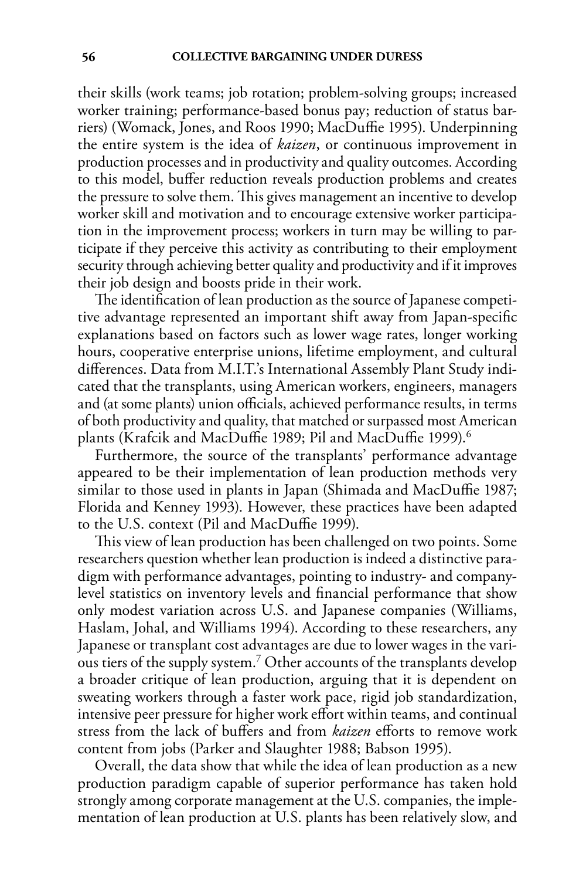their skills (work teams; job rotation; problem-solving groups; increased worker training; performance-based bonus pay; reduction of status barriers) (Womack, Jones, and Roos 1990; MacDuffie 1995). Underpinning the entire system is the idea of *kaizen*, or continuous improvement in production processes and in productivity and quality outcomes. According to this model, buffer reduction reveals production problems and creates the pressure to solve them. This gives management an incentive to develop worker skill and motivation and to encourage extensive worker participation in the improvement process; workers in turn may be willing to participate if they perceive this activity as contributing to their employment security through achieving better quality and productivity and if it improves their job design and boosts pride in their work.

The identification of lean production as the source of Japanese competitive advantage represented an important shift away from Japan-specific explanations based on factors such as lower wage rates, longer working hours, cooperative enterprise unions, lifetime employment, and cultural differences. Data from M.I.T.'s International Assembly Plant Study indicated that the transplants, using American workers, engineers, managers and (at some plants) union officials, achieved performance results, in terms of both productivity and quality, that matched or surpassed most American plants (Krafcik and MacDuffie 1989; Pil and MacDuffie 1999).[6]

Furthermore, the source of the transplants' performance advantage appeared to be their implementation of lean production methods very similar to those used in plants in Japan (Shimada and MacDuffie 1987; Florida and Kenney 1993). However, these practices have been adapted to the U.S. context (Pil and MacDuffie 1999).

This view of lean production has been challenged on two points. Some researchers question whether lean production is indeed a distinctive paradigm with performance advantages, pointing to industry- and company-level statistics on inventory levels and financial performance that show only modest variation across U.S. and Japanese companies (Williams, Haslam, Johal, and Williams 1994). According to these researchers, any Japanese or transplant cost advantages are due to lower wages in the various tiers of the supply system.[7] Other accounts of the transplants develop a broader critique of lean production, arguing that it is dependent on sweating workers through a faster work pace, rigid job standardization, intensive peer pressure for higher work effort within teams, and continual stress from the lack of buffers and from *kaizen* efforts to remove work content from jobs (Parker and Slaughter 1988; Babson 1995).

Overall, the data show that while the idea of lean production as a new production paradigm capable of superior performance has taken hold strongly among corporate management at the U.S. companies, the implementation of lean production at U.S. plants has been relatively slow, and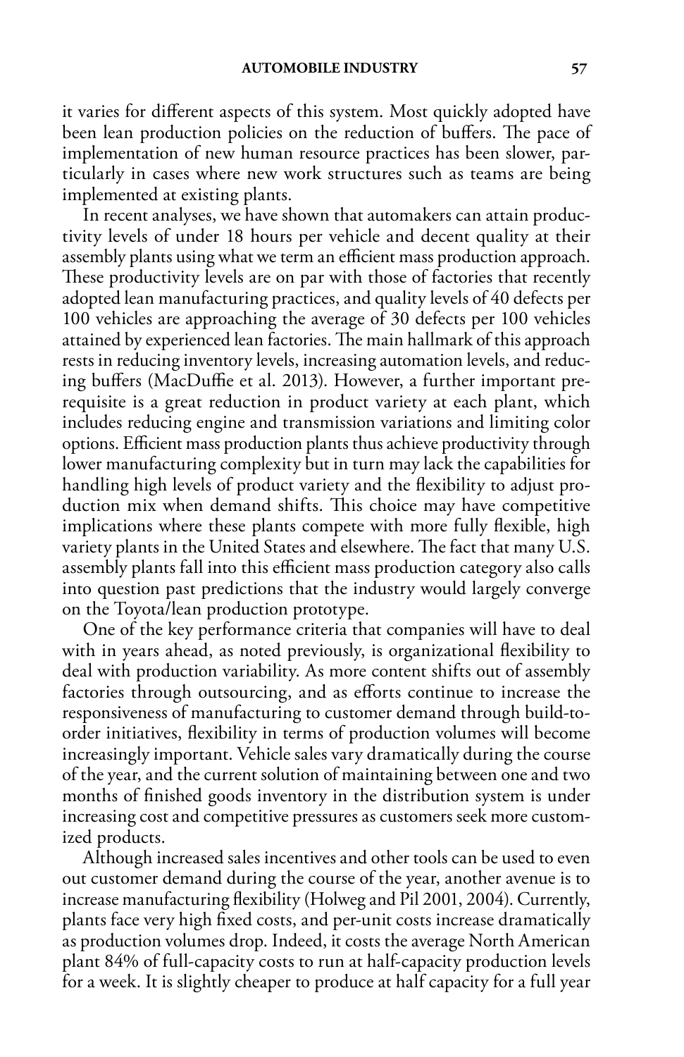it varies for different aspects of this system. Most quickly adopted have been lean production policies on the reduction of buffers. The pace of implementation of new human resource practices has been slower, particularly in cases where new work structures such as teams are being implemented at existing plants.

In recent analyses, we have shown that automakers can attain productivity levels of under 18 hours per vehicle and decent quality at their assembly plants using what we term an efficient mass production approach. These productivity levels are on par with those of factories that recently adopted lean manufacturing practices, and quality levels of 40 defects per 100 vehicles are approaching the average of 30 defects per 100 vehicles attained by experienced lean factories. The main hallmark of this approach rests in reducing inventory levels, increasing automation levels, and reducing buffers (MacDuffie et al. 2013). However, a further important prerequisite is a great reduction in product variety at each plant, which includes reducing engine and transmission variations and limiting color options. Efficient mass production plants thus achieve productivity through lower manufacturing complexity but in turn may lack the capabilities for handling high levels of product variety and the flexibility to adjust production mix when demand shifts. This choice may have competitive implications where these plants compete with more fully flexible, high variety plants in the United States and elsewhere. The fact that many U.S. assembly plants fall into this efficient mass production category also calls into question past predictions that the industry would largely converge on the Toyota/lean production prototype.

One of the key performance criteria that companies will have to deal with in years ahead, as noted previously, is organizational flexibility to deal with production variability. As more content shifts out of assembly factories through outsourcing, and as efforts continue to increase the responsiveness of manufacturing to customer demand through build-to-order initiatives, flexibility in terms of production volumes will become increasingly important. Vehicle sales vary dramatically during the course of the year, and the current solution of maintaining between one and two months of finished goods inventory in the distribution system is under increasing cost and competitive pressures as customers seek more customized products.

Although increased sales incentives and other tools can be used to even out customer demand during the course of the year, another avenue is to increase manufacturing flexibility (Holweg and Pil 2001, 2004). Currently, plants face very high fixed costs, and per-unit costs increase dramatically as production volumes drop. Indeed, it costs the average North American plant 84% of full-capacity costs to run at half-capacity production levels for a week. It is slightly cheaper to produce at half capacity for a full year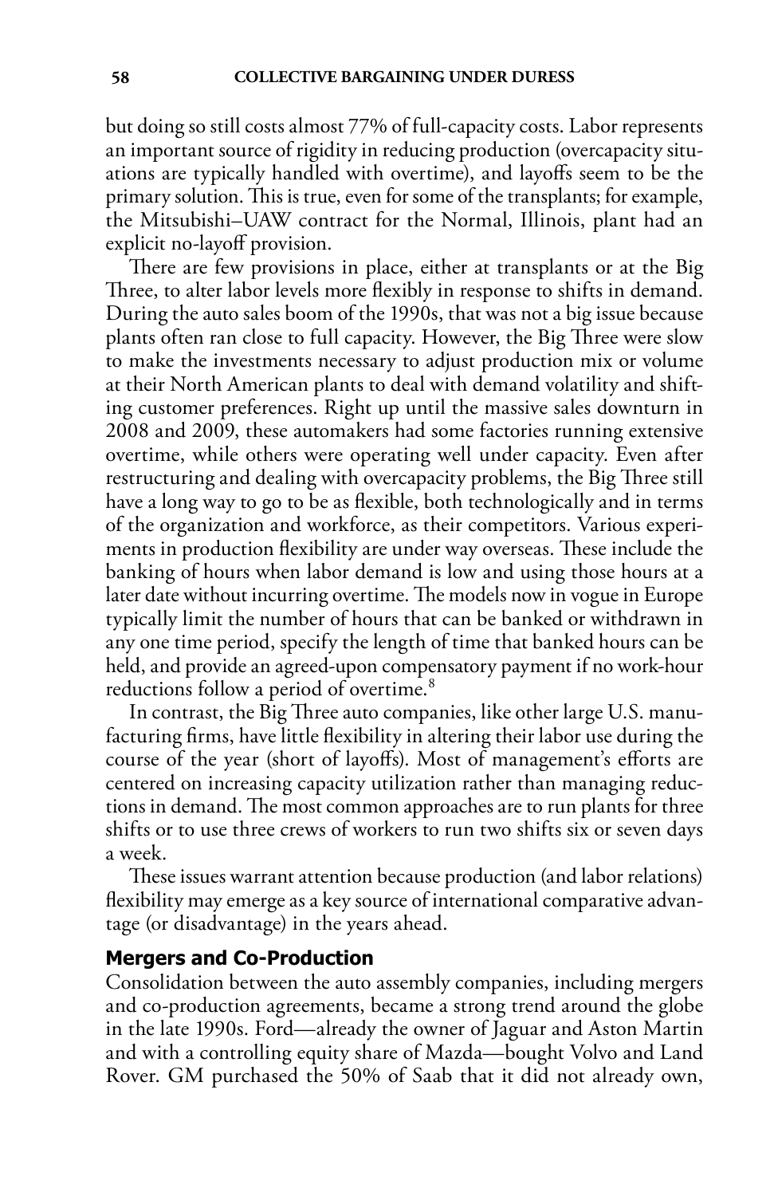but doing so still costs almost 77% of full-capacity costs. Labor represents an important source of rigidity in reducing production (overcapacity situations are typically handled with overtime), and layoffs seem to be the primary solution. This is true, even for some of the transplants; for example, the Mitsubishi–UAW contract for the Normal, Illinois, plant had an explicit no-layoff provision.

There are few provisions in place, either at transplants or at the Big Three, to alter labor levels more flexibly in response to shifts in demand. During the auto sales boom of the 1990s, that was not a big issue because plants often ran close to full capacity. However, the Big Three were slow to make the investments necessary to adjust production mix or volume at their North American plants to deal with demand volatility and shifting customer preferences. Right up until the massive sales downturn in 2008 and 2009, these automakers had some factories running extensive overtime, while others were operating well under capacity. Even after restructuring and dealing with overcapacity problems, the Big Three still have a long way to go to be as flexible, both technologically and in terms of the organization and workforce, as their competitors. Various experiments in production flexibility are under way overseas. These include the banking of hours when labor demand is low and using those hours at a later date without incurring overtime. The models now in vogue in Europe typically limit the number of hours that can be banked or withdrawn in any one time period, specify the length of time that banked hours can be held, and provide an agreed-upon compensatory payment if no work-hour reductions follow a period of overtime.[8]

In contrast, the Big Three auto companies, like other large U.S. manufacturing firms, have little flexibility in altering their labor use during the course of the year (short of layoffs). Most of management's efforts are centered on increasing capacity utilization rather than managing reductions in demand. The most common approaches are to run plants for three shifts or to use three crews of workers to run two shifts six or seven days a week.

These issues warrant attention because production (and labor relations) flexibility may emerge as a key source of international comparative advantage (or disadvantage) in the years ahead.

## Mergers and Co-Production

Consolidation between the auto assembly companies, including mergers and co-production agreements, became a strong trend around the globe in the late 1990s. Ford—already the owner of Jaguar and Aston Martin and with a controlling equity share of Mazda—bought Volvo and Land Rover. GM purchased the 50% of Saab that it did not already own,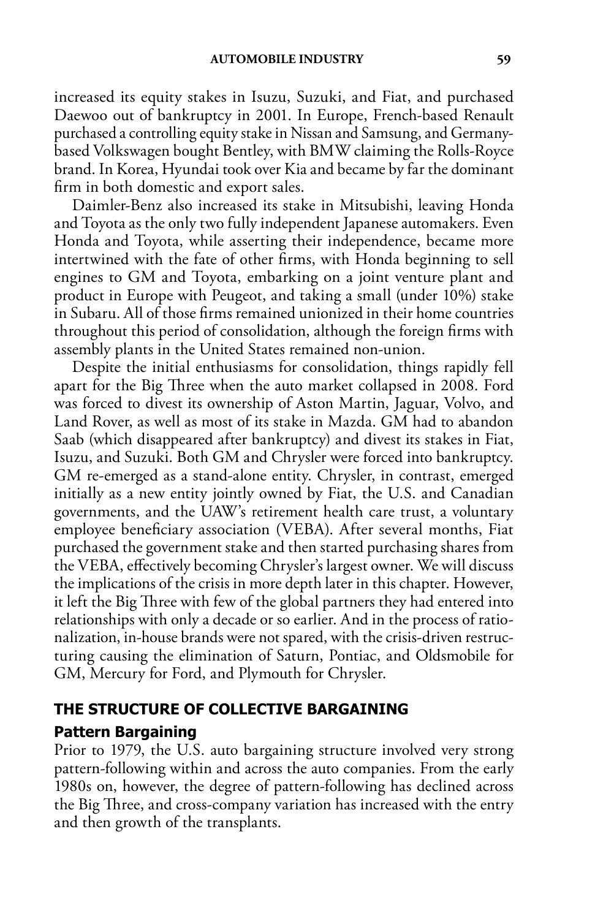increased its equity stakes in Isuzu, Suzuki, and Fiat, and purchased Daewoo out of bankruptcy in 2001. In Europe, French-based Renault purchased a controlling equity stake in Nissan and Samsung, and Germany-based Volkswagen bought Bentley, with BMW claiming the Rolls-Royce brand. In Korea, Hyundai took over Kia and became by far the dominant firm in both domestic and export sales.

Daimler-Benz also increased its stake in Mitsubishi, leaving Honda and Toyota as the only two fully independent Japanese automakers. Even Honda and Toyota, while asserting their independence, became more intertwined with the fate of other firms, with Honda beginning to sell engines to GM and Toyota, embarking on a joint venture plant and product in Europe with Peugeot, and taking a small (under 10%) stake in Subaru. All of those firms remained unionized in their home countries throughout this period of consolidation, although the foreign firms with assembly plants in the United States remained non-union.

Despite the initial enthusiasms for consolidation, things rapidly fell apart for the Big Three when the auto market collapsed in 2008. Ford was forced to divest its ownership of Aston Martin, Jaguar, Volvo, and Land Rover, as well as most of its stake in Mazda. GM had to abandon Saab (which disappeared after bankruptcy) and divest its stakes in Fiat, Isuzu, and Suzuki. Both GM and Chrysler were forced into bankruptcy. GM re-emerged as a stand-alone entity. Chrysler, in contrast, emerged initially as a new entity jointly owned by Fiat, the U.S. and Canadian governments, and the UAW's retirement health care trust, a voluntary employee beneficiary association (VEBA). After several months, Fiat purchased the government stake and then started purchasing shares from the VEBA, effectively becoming Chrysler's largest owner. We will discuss the implications of the crisis in more depth later in this chapter. However, it left the Big Three with few of the global partners they had entered into relationships with only a decade or so earlier. And in the process of rationalization, in-house brands were not spared, with the crisis-driven restructuring causing the elimination of Saturn, Pontiac, and Oldsmobile for GM, Mercury for Ford, and Plymouth for Chrysler.

## THE STRUCTURE OF COLLECTIVE BARGAINING

### Pattern Bargaining

Prior to 1979, the U.S. auto bargaining structure involved very strong pattern-following within and across the auto companies. From the early 1980s on, however, the degree of pattern-following has declined across the Big Three, and cross-company variation has increased with the entry and then growth of the transplants.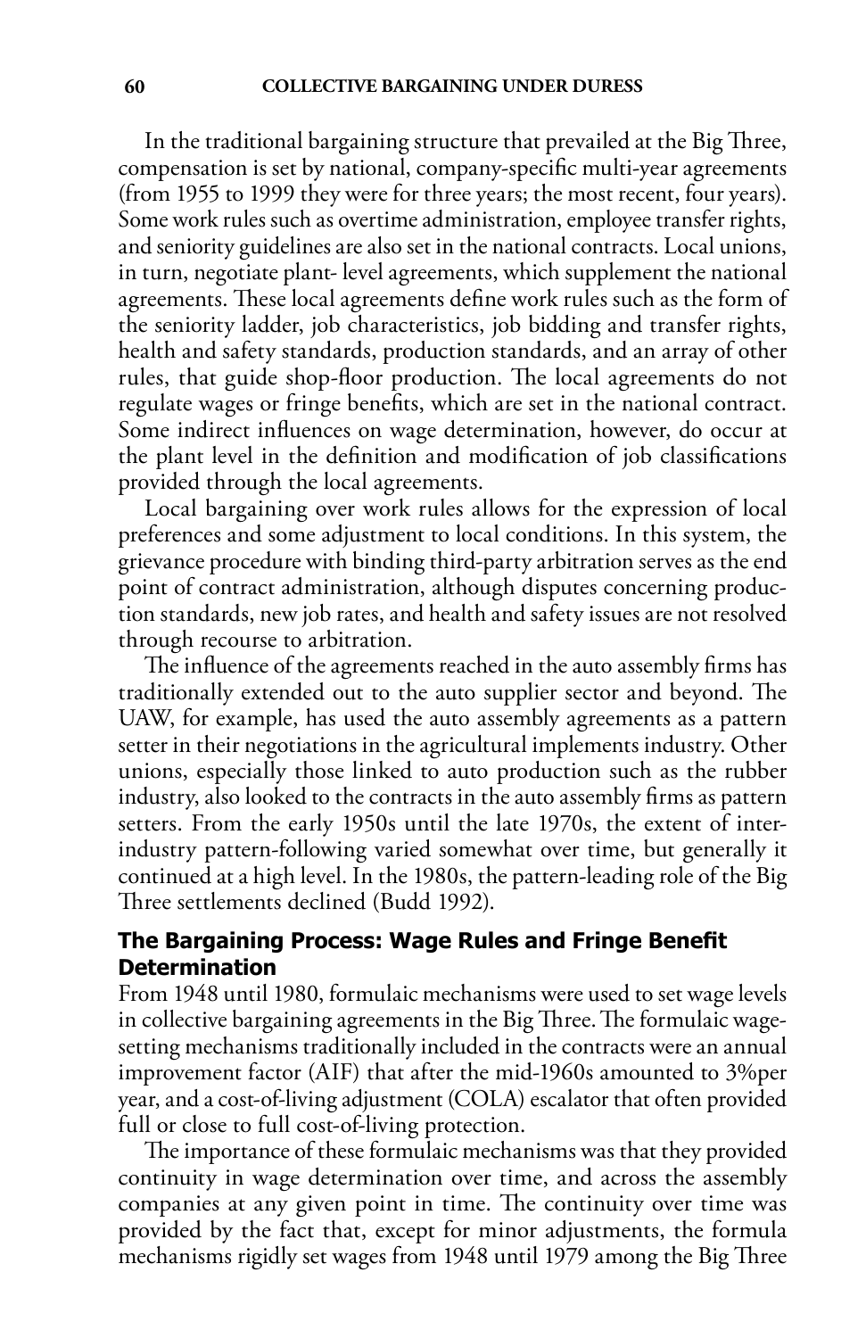In the traditional bargaining structure that prevailed at the Big Three, compensation is set by national, company-specific multi-year agreements (from 1955 to 1999 they were for three years; the most recent, four years). Some work rules such as overtime administration, employee transfer rights, and seniority guidelines are also set in the national contracts. Local unions, in turn, negotiate plant- level agreements, which supplement the national agreements. These local agreements define work rules such as the form of the seniority ladder, job characteristics, job bidding and transfer rights, health and safety standards, production standards, and an array of other rules, that guide shop-floor production. The local agreements do not regulate wages or fringe benefits, which are set in the national contract. Some indirect influences on wage determination, however, do occur at the plant level in the definition and modification of job classifications provided through the local agreements.

Local bargaining over work rules allows for the expression of local preferences and some adjustment to local conditions. In this system, the grievance procedure with binding third-party arbitration serves as the end point of contract administration, although disputes concerning production standards, new job rates, and health and safety issues are not resolved through recourse to arbitration.

The influence of the agreements reached in the auto assembly firms has traditionally extended out to the auto supplier sector and beyond. The UAW, for example, has used the auto assembly agreements as a pattern setter in their negotiations in the agricultural implements industry. Other unions, especially those linked to auto production such as the rubber industry, also looked to the contracts in the auto assembly firms as pattern setters. From the early 1950s until the late 1970s, the extent of inter-industry pattern-following varied somewhat over time, but generally it continued at a high level. In the 1980s, the pattern-leading role of the Big Three settlements declined (Budd 1992).

## The Bargaining Process: Wage Rules and Fringe Benefit Determination

From 1948 until 1980, formulaic mechanisms were used to set wage levels in collective bargaining agreements in the Big Three. The formulaic wage-setting mechanisms traditionally included in the contracts were an annual improvement factor (AIF) that after the mid-1960s amounted to 3%per year, and a cost-of-living adjustment (COLA) escalator that often provided full or close to full cost-of-living protection.

The importance of these formulaic mechanisms was that they provided continuity in wage determination over time, and across the assembly companies at any given point in time. The continuity over time was provided by the fact that, except for minor adjustments, the formula mechanisms rigidly set wages from 1948 until 1979 among the Big Three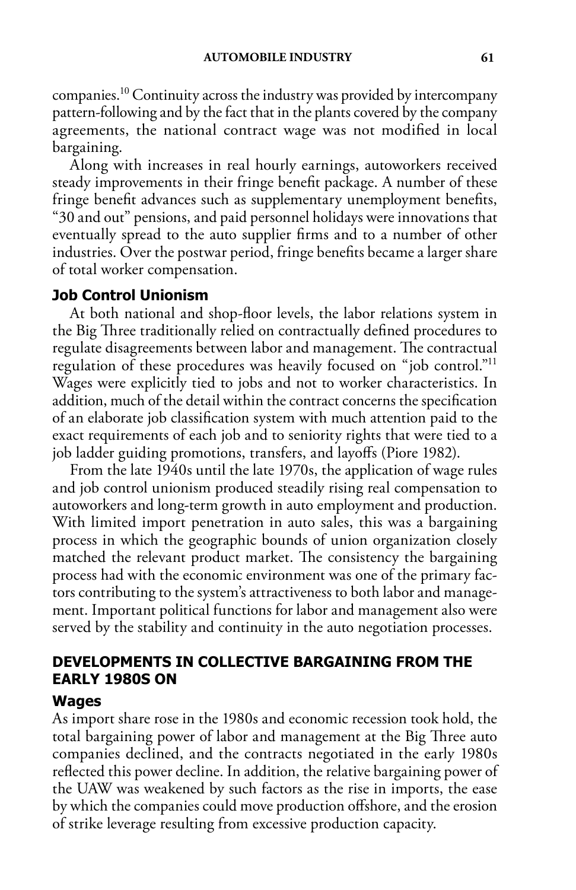companies.[10] Continuity across the industry was provided by intercompany pattern-following and by the fact that in the plants covered by the company agreements, the national contract wage was not modified in local bargaining.

Along with increases in real hourly earnings, autoworkers received steady improvements in their fringe benefit package. A number of these fringe benefit advances such as supplementary unemployment benefits, "30 and out" pensions, and paid personnel holidays were innovations that eventually spread to the auto supplier firms and to a number of other industries. Over the postwar period, fringe benefits became a larger share of total worker compensation.

### Job Control Unionism

At both national and shop-floor levels, the labor relations system in the Big Three traditionally relied on contractually defined procedures to regulate disagreements between labor and management. The contractual regulation of these procedures was heavily focused on "job control."[11] Wages were explicitly tied to jobs and not to worker characteristics. In addition, much of the detail within the contract concerns the specification of an elaborate job classification system with much attention paid to the exact requirements of each job and to seniority rights that were tied to a job ladder guiding promotions, transfers, and layoffs (Piore 1982).

From the late 1940s until the late 1970s, the application of wage rules and job control unionism produced steadily rising real compensation to autoworkers and long-term growth in auto employment and production. With limited import penetration in auto sales, this was a bargaining process in which the geographic bounds of union organization closely matched the relevant product market. The consistency the bargaining process had with the economic environment was one of the primary factors contributing to the system's attractiveness to both labor and management. Important political functions for labor and management also were served by the stability and continuity in the auto negotiation processes.

## DEVELOPMENTS IN COLLECTIVE BARGAINING FROM THE EARLY 1980S ON

### Wages

As import share rose in the 1980s and economic recession took hold, the total bargaining power of labor and management at the Big Three auto companies declined, and the contracts negotiated in the early 1980s reflected this power decline. In addition, the relative bargaining power of the UAW was weakened by such factors as the rise in imports, the ease by which the companies could move production offshore, and the erosion of strike leverage resulting from excessive production capacity.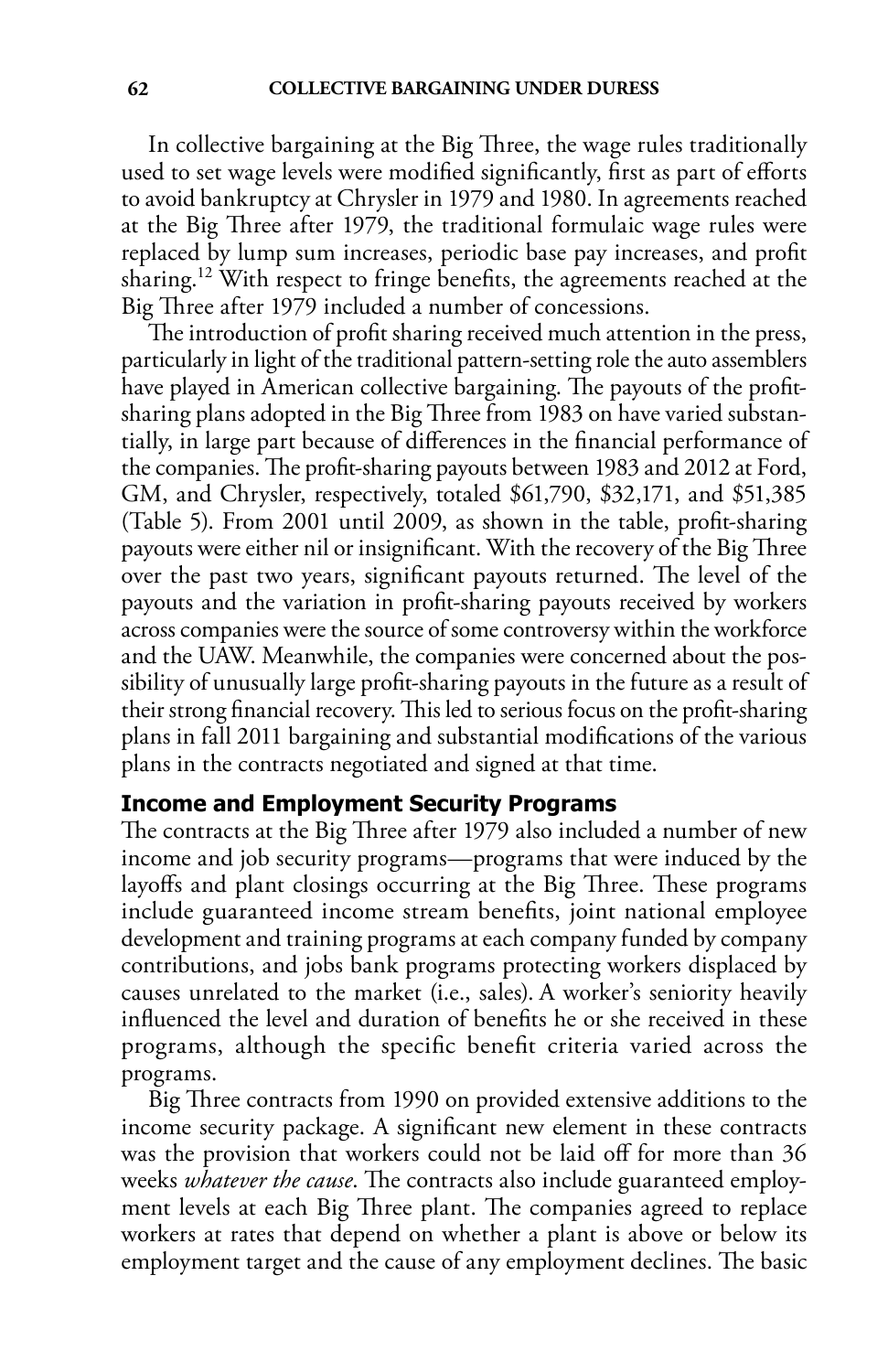In collective bargaining at the Big Three, the wage rules traditionally used to set wage levels were modified significantly, first as part of efforts to avoid bankruptcy at Chrysler in 1979 and 1980. In agreements reached at the Big Three after 1979, the traditional formulaic wage rules were replaced by lump sum increases, periodic base pay increases, and profit sharing.[12] With respect to fringe benefits, the agreements reached at the Big Three after 1979 included a number of concessions.

The introduction of profit sharing received much attention in the press, particularly in light of the traditional pattern-setting role the auto assemblers have played in American collective bargaining. The payouts of the profit-sharing plans adopted in the Big Three from 1983 on have varied substantially, in large part because of differences in the financial performance of the companies. The profit-sharing payouts between 1983 and 2012 at Ford, GM, and Chrysler, respectively, totaled $61,790, $32,171, and $51,385 (Table 5). From 2001 until 2009, as shown in the table, profit-sharing payouts were either nil or insignificant. With the recovery of the Big Three over the past two years, significant payouts returned. The level of the payouts and the variation in profit-sharing payouts received by workers across companies were the source of some controversy within the workforce and the UAW. Meanwhile, the companies were concerned about the possibility of unusually large profit-sharing payouts in the future as a result of their strong financial recovery. This led to serious focus on the profit-sharing plans in fall 2011 bargaining and substantial modifications of the various plans in the contracts negotiated and signed at that time.

### Income and Employment Security Programs

The contracts at the Big Three after 1979 also included a number of new income and job security programs—programs that were induced by the layoffs and plant closings occurring at the Big Three. These programs include guaranteed income stream benefits, joint national employee development and training programs at each company funded by company contributions, and jobs bank programs protecting workers displaced by causes unrelated to the market (i.e., sales). A worker's seniority heavily influenced the level and duration of benefits he or she received in these programs, although the specific benefit criteria varied across the programs.

Big Three contracts from 1990 on provided extensive additions to the income security package. A significant new element in these contracts was the provision that workers could not be laid off for more than 36 weeks *whatever the cause*. The contracts also include guaranteed employment levels at each Big Three plant. The companies agreed to replace workers at rates that depend on whether a plant is above or below its employment target and the cause of any employment declines. The basic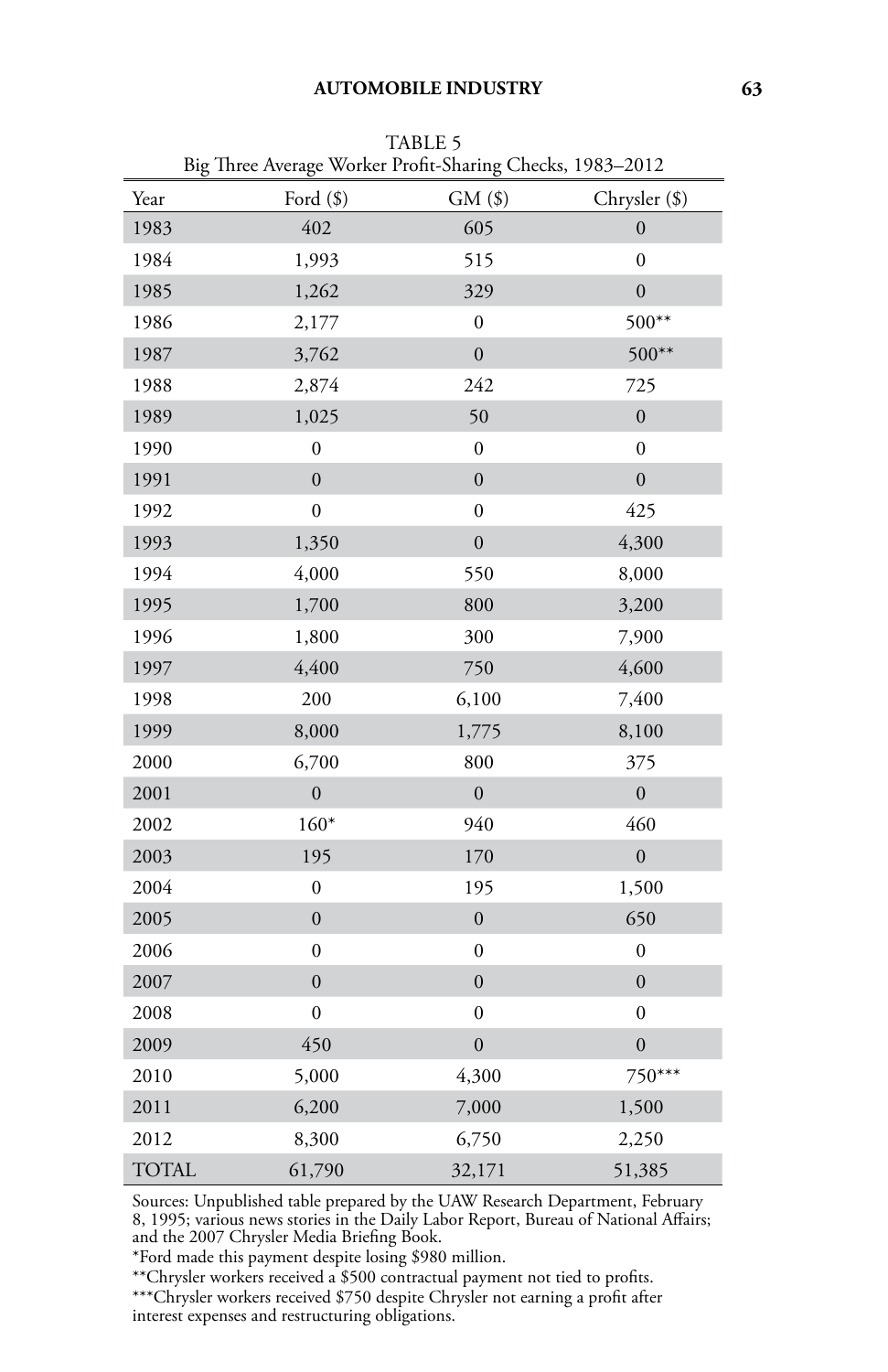TABLE 5
Big Three Average Worker Profit-Sharing Checks, 1983–2012

| Year | Ford ($) | GM ($) | Chrysler ($) |
|---|---|---|---|
| 1983 | 402 | 605 | 0 |
| 1984 | 1,993 | 515 | 0 |
| 1985 | 1,262 | 329 | 0 |
| 1986 | 2,177 | 0 | 500** |
| 1987 | 3,762 | 0 | 500** |
| 1988 | 2,874 | 242 | 725 |
| 1989 | 1,025 | 50 | 0 |
| 1990 | 0 | 0 | 0 |
| 1991 | 0 | 0 | 0 |
| 1992 | 0 | 0 | 425 |
| 1993 | 1,350 | 0 | 4,300 |
| 1994 | 4,000 | 550 | 8,000 |
| 1995 | 1,700 | 800 | 3,200 |
| 1996 | 1,800 | 300 | 7,900 |
| 1997 | 4,400 | 750 | 4,600 |
| 1998 | 200 | 6,100 | 7,400 |
| 1999 | 8,000 | 1,775 | 8,100 |
| 2000 | 6,700 | 800 | 375 |
| 2001 | 0 | 0 | 0 |
| 2002 | 160* | 940 | 460 |
| 2003 | 195 | 170 | 0 |
| 2004 | 0 | 195 | 1,500 |
| 2005 | 0 | 0 | 650 |
| 2006 | 0 | 0 | 0 |
| 2007 | 0 | 0 | 0 |
| 2008 | 0 | 0 | 0 |
| 2009 | 450 | 0 | 0 |
| 2010 | 5,000 | 4,300 | 750*** |
| 2011 | 6,200 | 7,000 | 1,500 |
| 2012 | 8,300 | 6,750 | 2,250 |
| TOTAL | 61,790 | 32,171 | 51,385 |

Sources: Unpublished table prepared by the UAW Research Department, February 8, 1995; various news stories in the Daily Labor Report, Bureau of National Affairs; and the 2007 Chrysler Media Briefing Book.

*Ford made this payment despite losing $980 million.

**Chrysler workers received a $500 contractual payment not tied to profits.

***Chrysler workers received $750 despite Chrysler not earning a profit after interest expenses and restructuring obligations.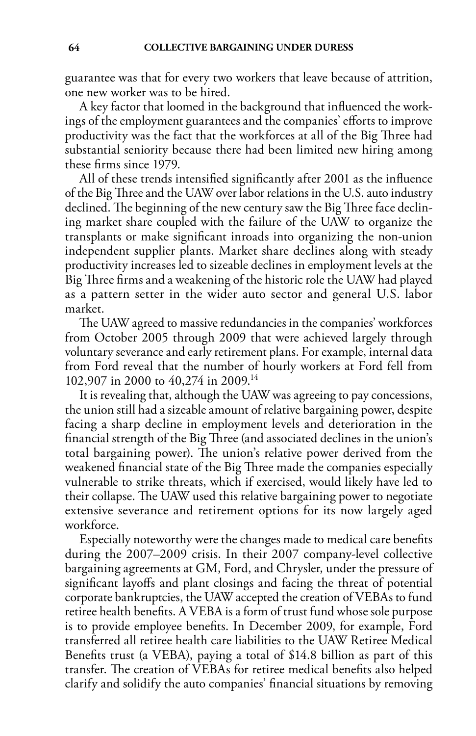guarantee was that for every two workers that leave because of attrition, one new worker was to be hired.

A key factor that loomed in the background that influenced the workings of the employment guarantees and the companies' efforts to improve productivity was the fact that the workforces at all of the Big Three had substantial seniority because there had been limited new hiring among these firms since 1979.

All of these trends intensified significantly after 2001 as the influence of the Big Three and the UAW over labor relations in the U.S. auto industry declined. The beginning of the new century saw the Big Three face declining market share coupled with the failure of the UAW to organize the transplants or make significant inroads into organizing the non-union independent supplier plants. Market share declines along with steady productivity increases led to sizeable declines in employment levels at the Big Three firms and a weakening of the historic role the UAW had played as a pattern setter in the wider auto sector and general U.S. labor market.

The UAW agreed to massive redundancies in the companies' workforces from October 2005 through 2009 that were achieved largely through voluntary severance and early retirement plans. For example, internal data from Ford reveal that the number of hourly workers at Ford fell from 102,907 in 2000 to 40,274 in 2009.[14]

It is revealing that, although the UAW was agreeing to pay concessions, the union still had a sizeable amount of relative bargaining power, despite facing a sharp decline in employment levels and deterioration in the financial strength of the Big Three (and associated declines in the union's total bargaining power). The union's relative power derived from the weakened financial state of the Big Three made the companies especially vulnerable to strike threats, which if exercised, would likely have led to their collapse. The UAW used this relative bargaining power to negotiate extensive severance and retirement options for its now largely aged workforce.

Especially noteworthy were the changes made to medical care benefits during the 2007–2009 crisis. In their 2007 company-level collective bargaining agreements at GM, Ford, and Chrysler, under the pressure of significant layoffs and plant closings and facing the threat of potential corporate bankruptcies, the UAW accepted the creation of VEBAs to fund retiree health benefits. A VEBA is a form of trust fund whose sole purpose is to provide employee benefits. In December 2009, for example, Ford transferred all retiree health care liabilities to the UAW Retiree Medical Benefits trust (a VEBA), paying a total of $14.8 billion as part of this transfer. The creation of VEBAs for retiree medical benefits also helped clarify and solidify the auto companies' financial situations by removing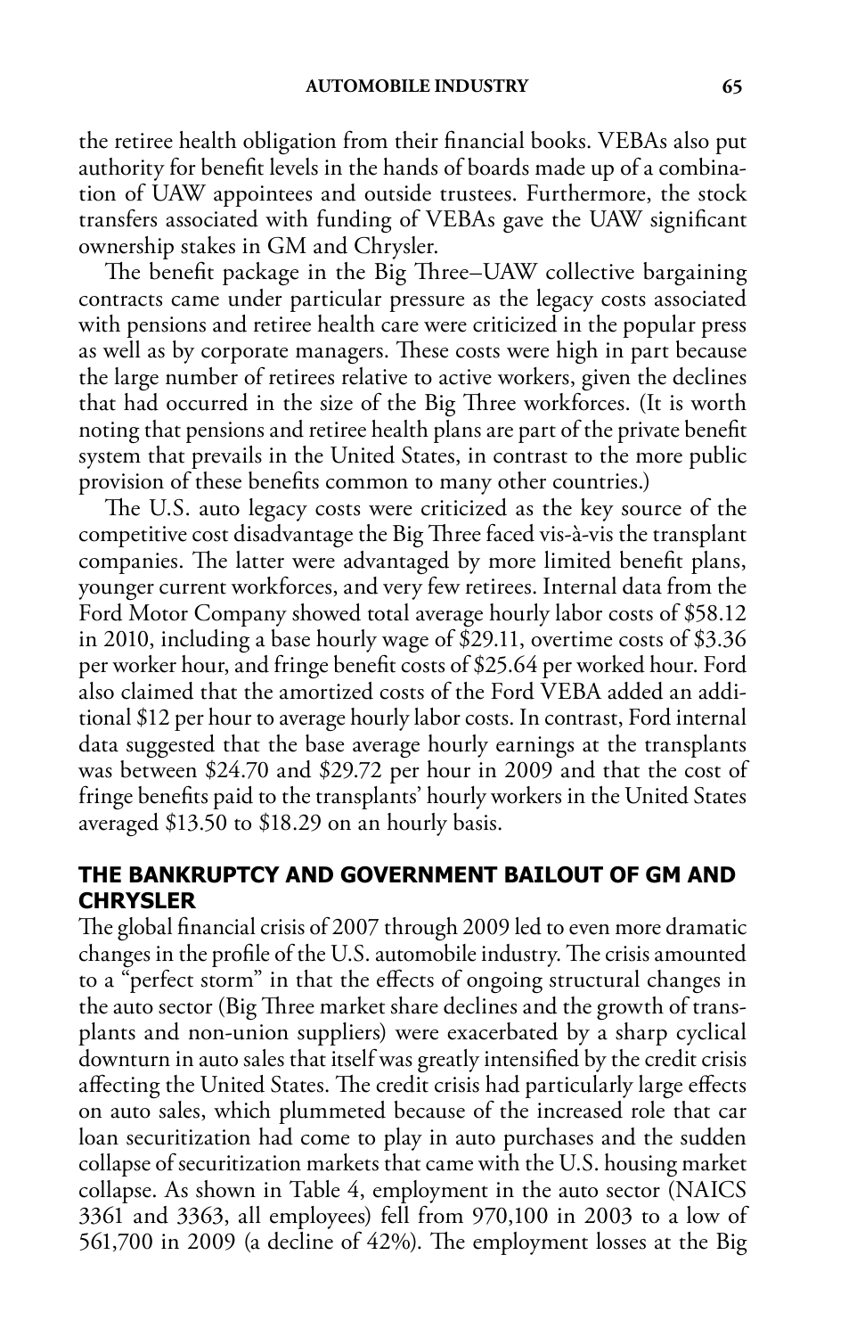the retiree health obligation from their financial books. VEBAs also put authority for benefit levels in the hands of boards made up of a combination of UAW appointees and outside trustees. Furthermore, the stock transfers associated with funding of VEBAs gave the UAW significant ownership stakes in GM and Chrysler.

The benefit package in the Big Three–UAW collective bargaining contracts came under particular pressure as the legacy costs associated with pensions and retiree health care were criticized in the popular press as well as by corporate managers. These costs were high in part because the large number of retirees relative to active workers, given the declines that had occurred in the size of the Big Three workforces. (It is worth noting that pensions and retiree health plans are part of the private benefit system that prevails in the United States, in contrast to the more public provision of these benefits common to many other countries.)

The U.S. auto legacy costs were criticized as the key source of the competitive cost disadvantage the Big Three faced vis-à-vis the transplant companies. The latter were advantaged by more limited benefit plans, younger current workforces, and very few retirees. Internal data from the Ford Motor Company showed total average hourly labor costs of $58.12 in 2010, including a base hourly wage of $29.11, overtime costs of $3.36 per worker hour, and fringe benefit costs of $25.64 per worked hour. Ford also claimed that the amortized costs of the Ford VEBA added an additional $12 per hour to average hourly labor costs. In contrast, Ford internal data suggested that the base average hourly earnings at the transplants was between $24.70 and $29.72 per hour in 2009 and that the cost of fringe benefits paid to the transplants' hourly workers in the United States averaged $13.50 to $18.29 on an hourly basis.

## THE BANKRUPTCY AND GOVERNMENT BAILOUT OF GM AND CHRYSLER

The global financial crisis of 2007 through 2009 led to even more dramatic changes in the profile of the U.S. automobile industry. The crisis amounted to a "perfect storm" in that the effects of ongoing structural changes in the auto sector (Big Three market share declines and the growth of transplants and non-union suppliers) were exacerbated by a sharp cyclical downturn in auto sales that itself was greatly intensified by the credit crisis affecting the United States. The credit crisis had particularly large effects on auto sales, which plummeted because of the increased role that car loan securitization had come to play in auto purchases and the sudden collapse of securitization markets that came with the U.S. housing market collapse. As shown in Table 4, employment in the auto sector (NAICS 3361 and 3363, all employees) fell from 970,100 in 2003 to a low of 561,700 in 2009 (a decline of 42%). The employment losses at the Big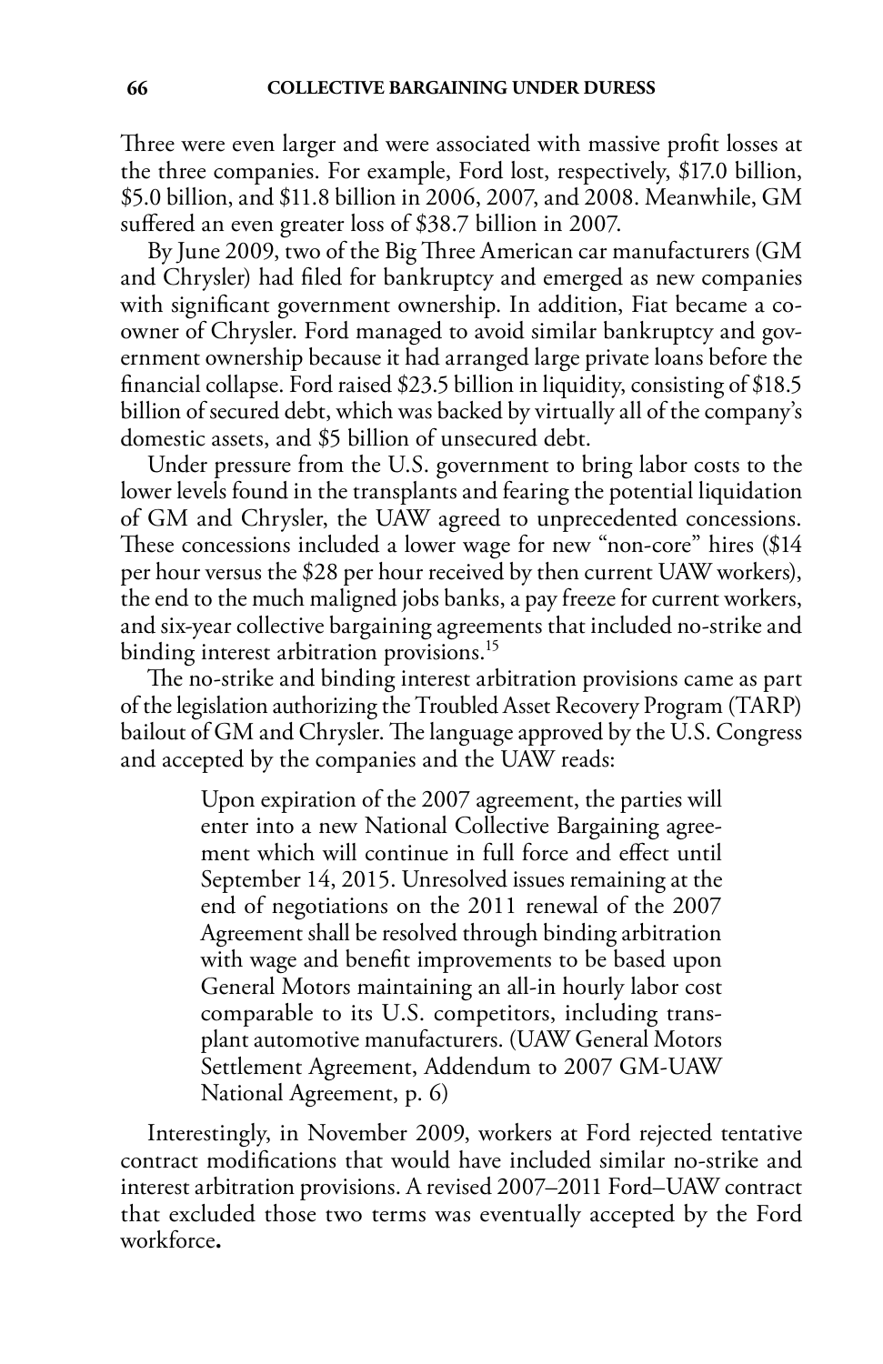Three were even larger and were associated with massive profit losses at the three companies. For example, Ford lost, respectively, $17.0 billion, $5.0 billion, and $11.8 billion in 2006, 2007, and 2008. Meanwhile, GM suffered an even greater loss of $38.7 billion in 2007.

By June 2009, two of the Big Three American car manufacturers (GM and Chrysler) had filed for bankruptcy and emerged as new companies with significant government ownership. In addition, Fiat became a co-owner of Chrysler. Ford managed to avoid similar bankruptcy and government ownership because it had arranged large private loans before the financial collapse. Ford raised $23.5 billion in liquidity, consisting of $18.5 billion of secured debt, which was backed by virtually all of the company's domestic assets, and $5 billion of unsecured debt.

Under pressure from the U.S. government to bring labor costs to the lower levels found in the transplants and fearing the potential liquidation of GM and Chrysler, the UAW agreed to unprecedented concessions. These concessions included a lower wage for new "non-core" hires ($14 per hour versus the $28 per hour received by then current UAW workers), the end to the much maligned jobs banks, a pay freeze for current workers, and six-year collective bargaining agreements that included no-strike and binding interest arbitration provisions.[15]

The no-strike and binding interest arbitration provisions came as part of the legislation authorizing the Troubled Asset Recovery Program (TARP) bailout of GM and Chrysler. The language approved by the U.S. Congress and accepted by the companies and the UAW reads:

> Upon expiration of the 2007 agreement, the parties will enter into a new National Collective Bargaining agreement which will continue in full force and effect until September 14, 2015. Unresolved issues remaining at the end of negotiations on the 2011 renewal of the 2007 Agreement shall be resolved through binding arbitration with wage and benefit improvements to be based upon General Motors maintaining an all-in hourly labor cost comparable to its U.S. competitors, including transplant automotive manufacturers. (UAW General Motors Settlement Agreement, Addendum to 2007 GM-UAW National Agreement, p. 6)

Interestingly, in November 2009, workers at Ford rejected tentative contract modifications that would have included similar no-strike and interest arbitration provisions. A revised 2007–2011 Ford–UAW contract that excluded those two terms was eventually accepted by the Ford workforce**.**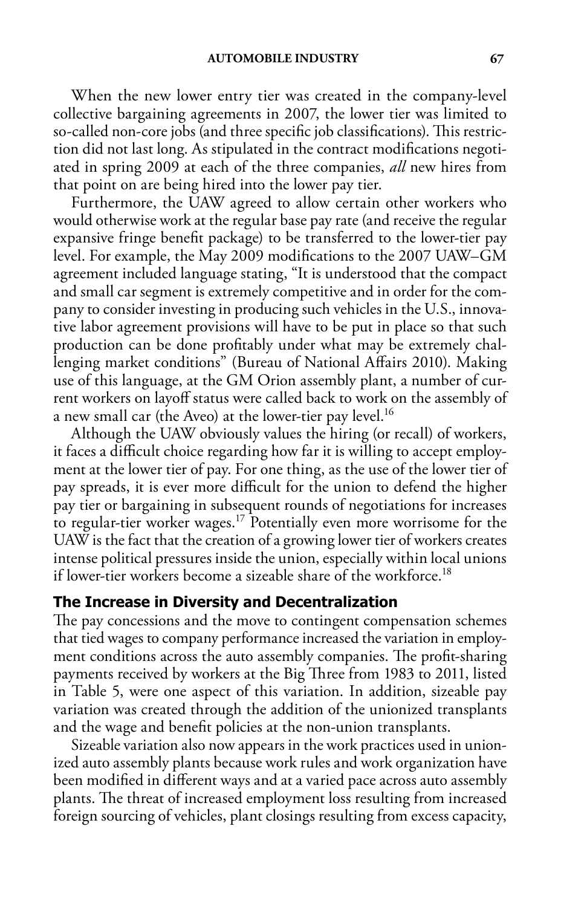When the new lower entry tier was created in the company-level collective bargaining agreements in 2007, the lower tier was limited to so-called non-core jobs (and three specific job classifications). This restriction did not last long. As stipulated in the contract modifications negotiated in spring 2009 at each of the three companies, *all* new hires from that point on are being hired into the lower pay tier.

Furthermore, the UAW agreed to allow certain other workers who would otherwise work at the regular base pay rate (and receive the regular expansive fringe benefit package) to be transferred to the lower-tier pay level. For example, the May 2009 modifications to the 2007 UAW–GM agreement included language stating, "It is understood that the compact and small car segment is extremely competitive and in order for the company to consider investing in producing such vehicles in the U.S., innovative labor agreement provisions will have to be put in place so that such production can be done profitably under what may be extremely challenging market conditions" (Bureau of National Affairs 2010). Making use of this language, at the GM Orion assembly plant, a number of current workers on layoff status were called back to work on the assembly of a new small car (the Aveo) at the lower-tier pay level.[16]

Although the UAW obviously values the hiring (or recall) of workers, it faces a difficult choice regarding how far it is willing to accept employment at the lower tier of pay. For one thing, as the use of the lower tier of pay spreads, it is ever more difficult for the union to defend the higher pay tier or bargaining in subsequent rounds of negotiations for increases to regular-tier worker wages.[17] Potentially even more worrisome for the UAW is the fact that the creation of a growing lower tier of workers creates intense political pressures inside the union, especially within local unions if lower-tier workers become a sizeable share of the workforce.[18]

## The Increase in Diversity and Decentralization

The pay concessions and the move to contingent compensation schemes that tied wages to company performance increased the variation in employment conditions across the auto assembly companies. The profit-sharing payments received by workers at the Big Three from 1983 to 2011, listed in Table 5, were one aspect of this variation. In addition, sizeable pay variation was created through the addition of the unionized transplants and the wage and benefit policies at the non-union transplants.

Sizeable variation also now appears in the work practices used in unionized auto assembly plants because work rules and work organization have been modified in different ways and at a varied pace across auto assembly plants. The threat of increased employment loss resulting from increased foreign sourcing of vehicles, plant closings resulting from excess capacity,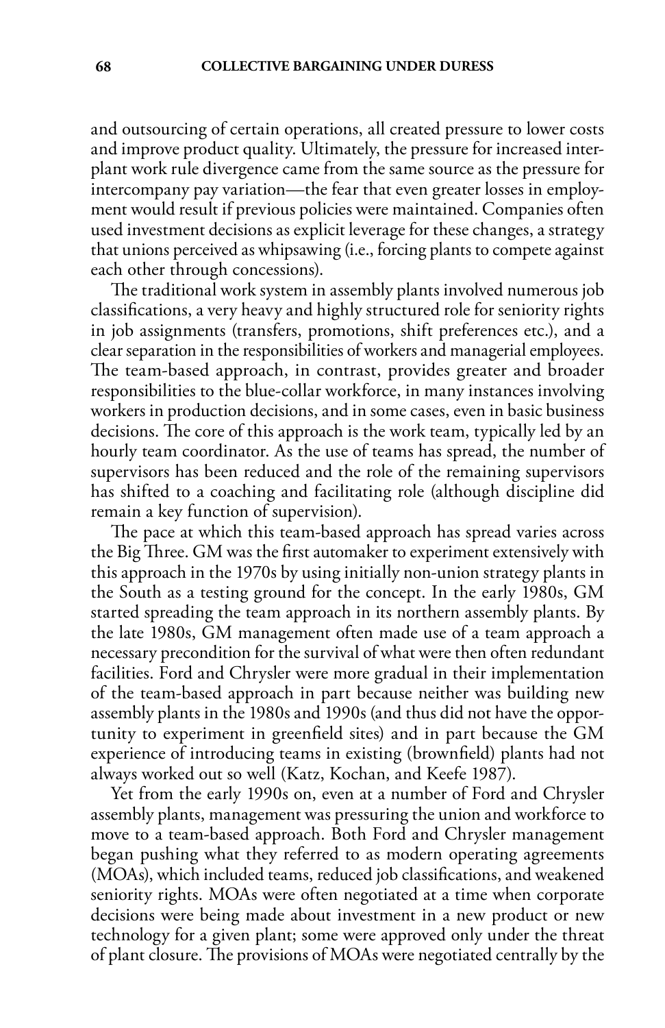and outsourcing of certain operations, all created pressure to lower costs and improve product quality. Ultimately, the pressure for increased interplant work rule divergence came from the same source as the pressure for intercompany pay variation—the fear that even greater losses in employment would result if previous policies were maintained. Companies often used investment decisions as explicit leverage for these changes, a strategy that unions perceived as whipsawing (i.e., forcing plants to compete against each other through concessions).

The traditional work system in assembly plants involved numerous job classifications, a very heavy and highly structured role for seniority rights in job assignments (transfers, promotions, shift preferences etc.), and a clear separation in the responsibilities of workers and managerial employees. The team-based approach, in contrast, provides greater and broader responsibilities to the blue-collar workforce, in many instances involving workers in production decisions, and in some cases, even in basic business decisions. The core of this approach is the work team, typically led by an hourly team coordinator. As the use of teams has spread, the number of supervisors has been reduced and the role of the remaining supervisors has shifted to a coaching and facilitating role (although discipline did remain a key function of supervision).

The pace at which this team-based approach has spread varies across the Big Three. GM was the first automaker to experiment extensively with this approach in the 1970s by using initially non-union strategy plants in the South as a testing ground for the concept. In the early 1980s, GM started spreading the team approach in its northern assembly plants. By the late 1980s, GM management often made use of a team approach a necessary precondition for the survival of what were then often redundant facilities. Ford and Chrysler were more gradual in their implementation of the team-based approach in part because neither was building new assembly plants in the 1980s and 1990s (and thus did not have the opportunity to experiment in greenfield sites) and in part because the GM experience of introducing teams in existing (brownfield) plants had not always worked out so well (Katz, Kochan, and Keefe 1987).

Yet from the early 1990s on, even at a number of Ford and Chrysler assembly plants, management was pressuring the union and workforce to move to a team-based approach. Both Ford and Chrysler management began pushing what they referred to as modern operating agreements (MOAs), which included teams, reduced job classifications, and weakened seniority rights. MOAs were often negotiated at a time when corporate decisions were being made about investment in a new product or new technology for a given plant; some were approved only under the threat of plant closure. The provisions of MOAs were negotiated centrally by the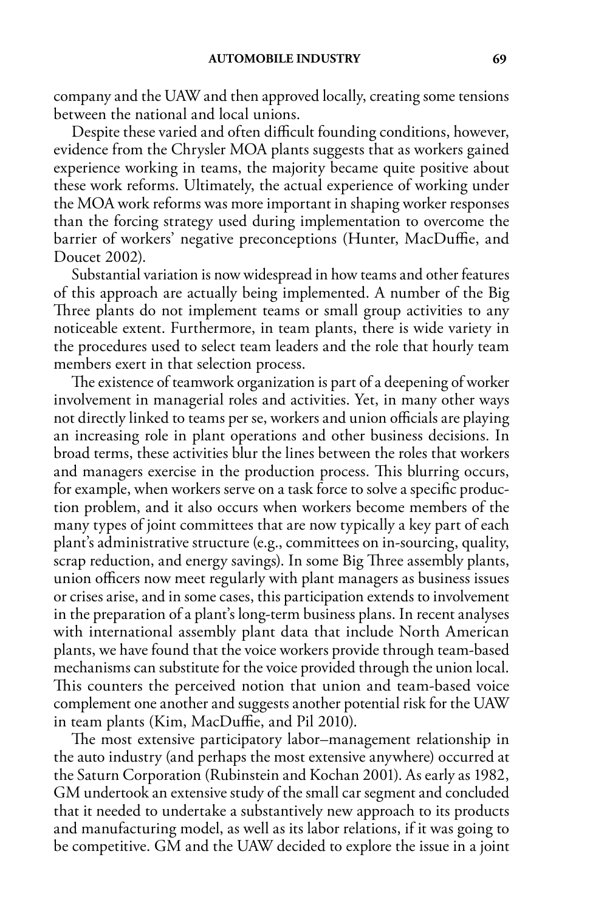company and the UAW and then approved locally, creating some tensions between the national and local unions.

Despite these varied and often difficult founding conditions, however, evidence from the Chrysler MOA plants suggests that as workers gained experience working in teams, the majority became quite positive about these work reforms. Ultimately, the actual experience of working under the MOA work reforms was more important in shaping worker responses than the forcing strategy used during implementation to overcome the barrier of workers' negative preconceptions (Hunter, MacDuffie, and Doucet 2002).

Substantial variation is now widespread in how teams and other features of this approach are actually being implemented. A number of the Big Three plants do not implement teams or small group activities to any noticeable extent. Furthermore, in team plants, there is wide variety in the procedures used to select team leaders and the role that hourly team members exert in that selection process.

The existence of teamwork organization is part of a deepening of worker involvement in managerial roles and activities. Yet, in many other ways not directly linked to teams per se, workers and union officials are playing an increasing role in plant operations and other business decisions. In broad terms, these activities blur the lines between the roles that workers and managers exercise in the production process. This blurring occurs, for example, when workers serve on a task force to solve a specific production problem, and it also occurs when workers become members of the many types of joint committees that are now typically a key part of each plant's administrative structure (e.g., committees on in-sourcing, quality, scrap reduction, and energy savings). In some Big Three assembly plants, union officers now meet regularly with plant managers as business issues or crises arise, and in some cases, this participation extends to involvement in the preparation of a plant's long-term business plans. In recent analyses with international assembly plant data that include North American plants, we have found that the voice workers provide through team-based mechanisms can substitute for the voice provided through the union local. This counters the perceived notion that union and team-based voice complement one another and suggests another potential risk for the UAW in team plants (Kim, MacDuffie, and Pil 2010).

The most extensive participatory labor–management relationship in the auto industry (and perhaps the most extensive anywhere) occurred at the Saturn Corporation (Rubinstein and Kochan 2001). As early as 1982, GM undertook an extensive study of the small car segment and concluded that it needed to undertake a substantively new approach to its products and manufacturing model, as well as its labor relations, if it was going to be competitive. GM and the UAW decided to explore the issue in a joint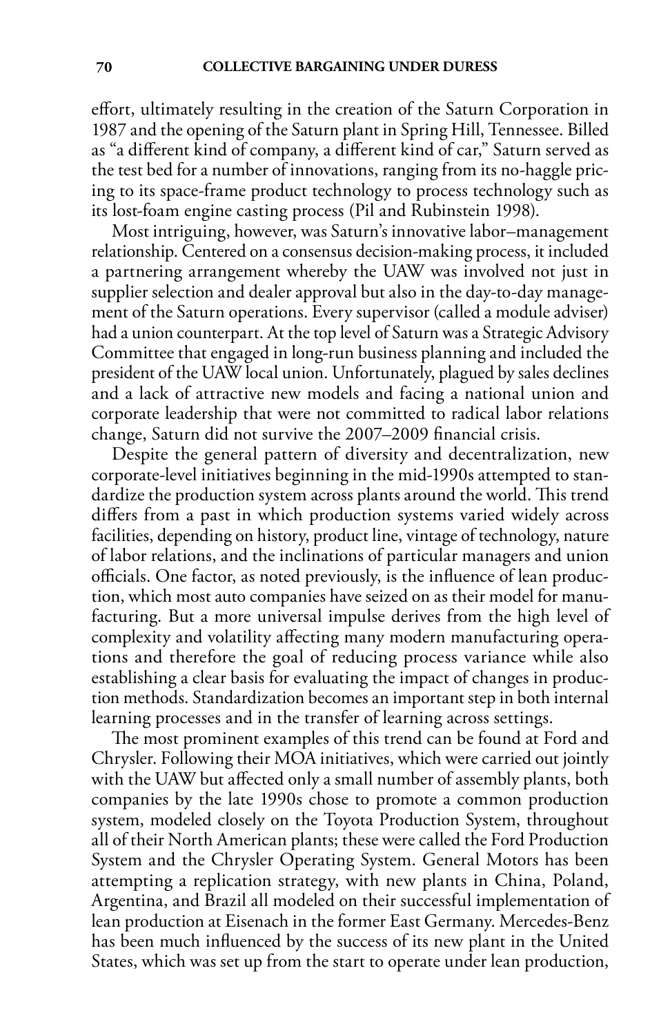effort, ultimately resulting in the creation of the Saturn Corporation in 1987 and the opening of the Saturn plant in Spring Hill, Tennessee. Billed as "a different kind of company, a different kind of car," Saturn served as the test bed for a number of innovations, ranging from its no-haggle pricing to its space-frame product technology to process technology such as its lost-foam engine casting process (Pil and Rubinstein 1998).

Most intriguing, however, was Saturn's innovative labor–management relationship. Centered on a consensus decision-making process, it included a partnering arrangement whereby the UAW was involved not just in supplier selection and dealer approval but also in the day-to-day management of the Saturn operations. Every supervisor (called a module adviser) had a union counterpart. At the top level of Saturn was a Strategic Advisory Committee that engaged in long-run business planning and included the president of the UAW local union. Unfortunately, plagued by sales declines and a lack of attractive new models and facing a national union and corporate leadership that were not committed to radical labor relations change, Saturn did not survive the 2007–2009 financial crisis.

Despite the general pattern of diversity and decentralization, new corporate-level initiatives beginning in the mid-1990s attempted to standardize the production system across plants around the world. This trend differs from a past in which production systems varied widely across facilities, depending on history, product line, vintage of technology, nature of labor relations, and the inclinations of particular managers and union officials. One factor, as noted previously, is the influence of lean production, which most auto companies have seized on as their model for manufacturing. But a more universal impulse derives from the high level of complexity and volatility affecting many modern manufacturing operations and therefore the goal of reducing process variance while also establishing a clear basis for evaluating the impact of changes in production methods. Standardization becomes an important step in both internal learning processes and in the transfer of learning across settings.

The most prominent examples of this trend can be found at Ford and Chrysler. Following their MOA initiatives, which were carried out jointly with the UAW but affected only a small number of assembly plants, both companies by the late 1990s chose to promote a common production system, modeled closely on the Toyota Production System, throughout all of their North American plants; these were called the Ford Production System and the Chrysler Operating System. General Motors has been attempting a replication strategy, with new plants in China, Poland, Argentina, and Brazil all modeled on their successful implementation of lean production at Eisenach in the former East Germany. Mercedes-Benz has been much influenced by the success of its new plant in the United States, which was set up from the start to operate under lean production,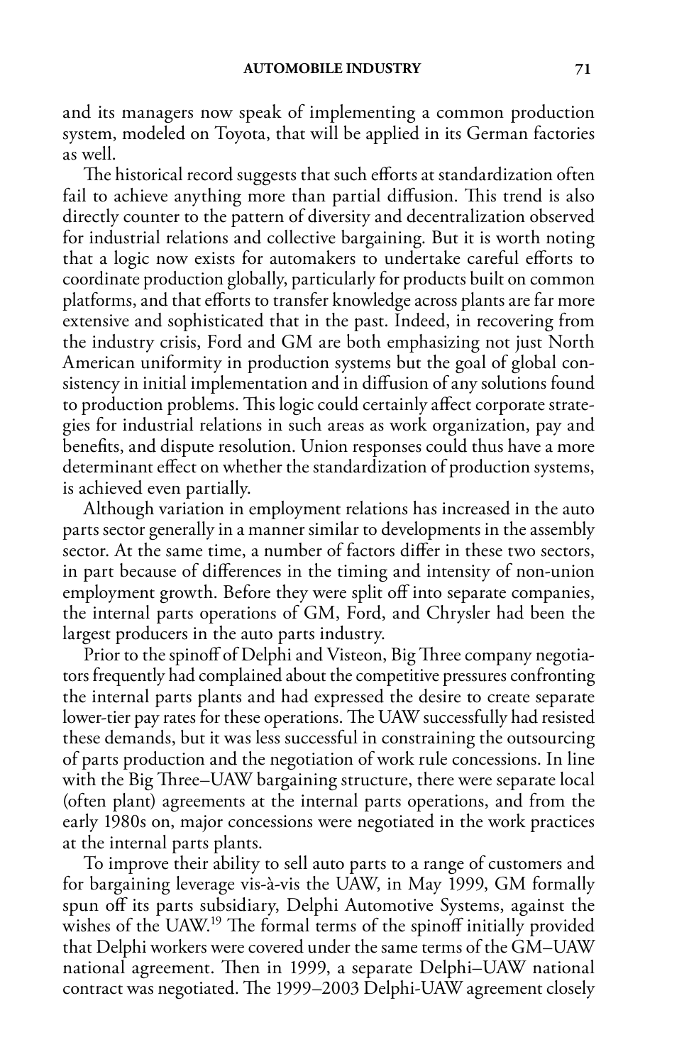and its managers now speak of implementing a common production system, modeled on Toyota, that will be applied in its German factories as well.

The historical record suggests that such efforts at standardization often fail to achieve anything more than partial diffusion. This trend is also directly counter to the pattern of diversity and decentralization observed for industrial relations and collective bargaining. But it is worth noting that a logic now exists for automakers to undertake careful efforts to coordinate production globally, particularly for products built on common platforms, and that efforts to transfer knowledge across plants are far more extensive and sophisticated that in the past. Indeed, in recovering from the industry crisis, Ford and GM are both emphasizing not just North American uniformity in production systems but the goal of global consistency in initial implementation and in diffusion of any solutions found to production problems. This logic could certainly affect corporate strategies for industrial relations in such areas as work organization, pay and benefits, and dispute resolution. Union responses could thus have a more determinant effect on whether the standardization of production systems, is achieved even partially.

Although variation in employment relations has increased in the auto parts sector generally in a manner similar to developments in the assembly sector. At the same time, a number of factors differ in these two sectors, in part because of differences in the timing and intensity of non-union employment growth. Before they were split off into separate companies, the internal parts operations of GM, Ford, and Chrysler had been the largest producers in the auto parts industry.

Prior to the spinoff of Delphi and Visteon, Big Three company negotiators frequently had complained about the competitive pressures confronting the internal parts plants and had expressed the desire to create separate lower-tier pay rates for these operations. The UAW successfully had resisted these demands, but it was less successful in constraining the outsourcing of parts production and the negotiation of work rule concessions. In line with the Big Three–UAW bargaining structure, there were separate local (often plant) agreements at the internal parts operations, and from the early 1980s on, major concessions were negotiated in the work practices at the internal parts plants.

To improve their ability to sell auto parts to a range of customers and for bargaining leverage vis-à-vis the UAW, in May 1999, GM formally spun off its parts subsidiary, Delphi Automotive Systems, against the wishes of the UAW.[19] The formal terms of the spinoff initially provided that Delphi workers were covered under the same terms of the GM–UAW national agreement. Then in 1999, a separate Delphi–UAW national contract was negotiated. The 1999–2003 Delphi-UAW agreement closely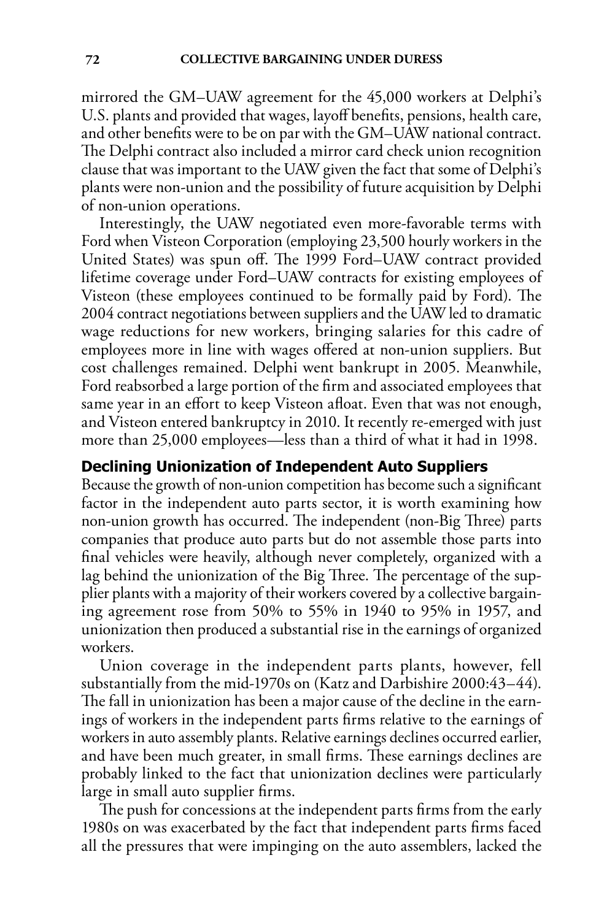mirrored the GM–UAW agreement for the 45,000 workers at Delphi's U.S. plants and provided that wages, layoff benefits, pensions, health care, and other benefits were to be on par with the GM–UAW national contract. The Delphi contract also included a mirror card check union recognition clause that was important to the UAW given the fact that some of Delphi's plants were non-union and the possibility of future acquisition by Delphi of non-union operations.

Interestingly, the UAW negotiated even more-favorable terms with Ford when Visteon Corporation (employing 23,500 hourly workers in the United States) was spun off. The 1999 Ford–UAW contract provided lifetime coverage under Ford–UAW contracts for existing employees of Visteon (these employees continued to be formally paid by Ford). The 2004 contract negotiations between suppliers and the UAW led to dramatic wage reductions for new workers, bringing salaries for this cadre of employees more in line with wages offered at non-union suppliers. But cost challenges remained. Delphi went bankrupt in 2005. Meanwhile, Ford reabsorbed a large portion of the firm and associated employees that same year in an effort to keep Visteon afloat. Even that was not enough, and Visteon entered bankruptcy in 2010. It recently re-emerged with just more than 25,000 employees—less than a third of what it had in 1998.

### Declining Unionization of Independent Auto Suppliers

Because the growth of non-union competition has become such a significant factor in the independent auto parts sector, it is worth examining how non-union growth has occurred. The independent (non-Big Three) parts companies that produce auto parts but do not assemble those parts into final vehicles were heavily, although never completely, organized with a lag behind the unionization of the Big Three. The percentage of the supplier plants with a majority of their workers covered by a collective bargaining agreement rose from 50% to 55% in 1940 to 95% in 1957, and unionization then produced a substantial rise in the earnings of organized workers.

Union coverage in the independent parts plants, however, fell substantially from the mid-1970s on (Katz and Darbishire 2000:43–44). The fall in unionization has been a major cause of the decline in the earnings of workers in the independent parts firms relative to the earnings of workers in auto assembly plants. Relative earnings declines occurred earlier, and have been much greater, in small firms. These earnings declines are probably linked to the fact that unionization declines were particularly large in small auto supplier firms.

The push for concessions at the independent parts firms from the early 1980s on was exacerbated by the fact that independent parts firms faced all the pressures that were impinging on the auto assemblers, lacked the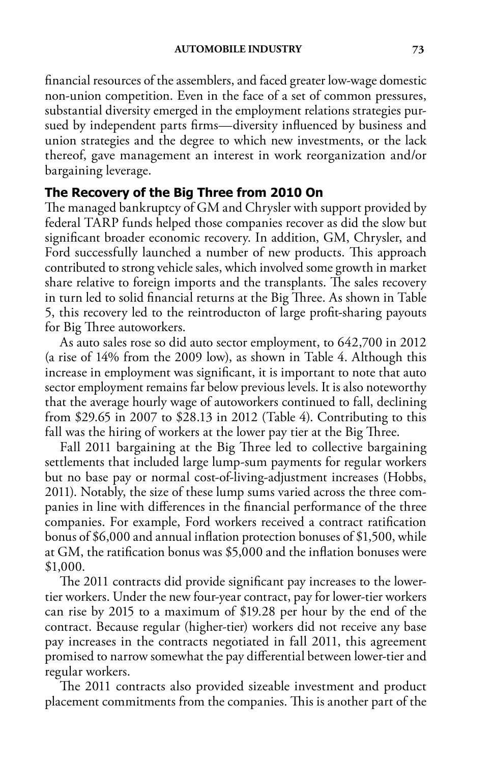financial resources of the assemblers, and faced greater low-wage domestic non-union competition. Even in the face of a set of common pressures, substantial diversity emerged in the employment relations strategies pursued by independent parts firms—diversity influenced by business and union strategies and the degree to which new investments, or the lack thereof, gave management an interest in work reorganization and/or bargaining leverage.

## The Recovery of the Big Three from 2010 On

The managed bankruptcy of GM and Chrysler with support provided by federal TARP funds helped those companies recover as did the slow but significant broader economic recovery. In addition, GM, Chrysler, and Ford successfully launched a number of new products. This approach contributed to strong vehicle sales, which involved some growth in market share relative to foreign imports and the transplants. The sales recovery in turn led to solid financial returns at the Big Three. As shown in Table 5, this recovery led to the reintroducton of large profit-sharing payouts for Big Three autoworkers.

As auto sales rose so did auto sector employment, to 642,700 in 2012 (a rise of 14% from the 2009 low), as shown in Table 4. Although this increase in employment was significant, it is important to note that auto sector employment remains far below previous levels. It is also noteworthy that the average hourly wage of autoworkers continued to fall, declining from \$29.65 in 2007 to \$28.13 in 2012 (Table 4). Contributing to this fall was the hiring of workers at the lower pay tier at the Big Three.

Fall 2011 bargaining at the Big Three led to collective bargaining settlements that included large lump-sum payments for regular workers but no base pay or normal cost-of-living-adjustment increases (Hobbs, 2011). Notably, the size of these lump sums varied across the three companies in line with differences in the financial performance of the three companies. For example, Ford workers received a contract ratification bonus of \$6,000 and annual inflation protection bonuses of \$1,500, while at GM, the ratification bonus was \$5,000 and the inflation bonuses were \$1,000.

The 2011 contracts did provide significant pay increases to the lower-tier workers. Under the new four-year contract, pay for lower-tier workers can rise by 2015 to a maximum of \$19.28 per hour by the end of the contract. Because regular (higher-tier) workers did not receive any base pay increases in the contracts negotiated in fall 2011, this agreement promised to narrow somewhat the pay differential between lower-tier and regular workers.

The 2011 contracts also provided sizeable investment and product placement commitments from the companies. This is another part of the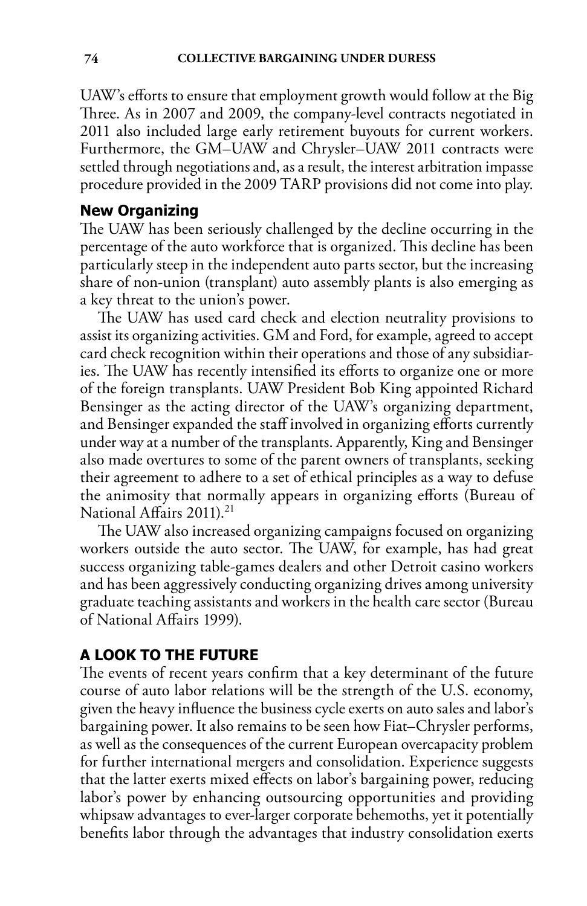UAW's efforts to ensure that employment growth would follow at the Big Three. As in 2007 and 2009, the company-level contracts negotiated in 2011 also included large early retirement buyouts for current workers. Furthermore, the GM–UAW and Chrysler–UAW 2011 contracts were settled through negotiations and, as a result, the interest arbitration impasse procedure provided in the 2009 TARP provisions did not come into play.

### New Organizing

The UAW has been seriously challenged by the decline occurring in the percentage of the auto workforce that is organized. This decline has been particularly steep in the independent auto parts sector, but the increasing share of non-union (transplant) auto assembly plants is also emerging as a key threat to the union's power.

The UAW has used card check and election neutrality provisions to assist its organizing activities. GM and Ford, for example, agreed to accept card check recognition within their operations and those of any subsidiaries. The UAW has recently intensified its efforts to organize one or more of the foreign transplants. UAW President Bob King appointed Richard Bensinger as the acting director of the UAW's organizing department, and Bensinger expanded the staff involved in organizing efforts currently under way at a number of the transplants. Apparently, King and Bensinger also made overtures to some of the parent owners of transplants, seeking their agreement to adhere to a set of ethical principles as a way to defuse the animosity that normally appears in organizing efforts (Bureau of National Affairs 2011).[21]

The UAW also increased organizing campaigns focused on organizing workers outside the auto sector. The UAW, for example, has had great success organizing table-games dealers and other Detroit casino workers and has been aggressively conducting organizing drives among university graduate teaching assistants and workers in the health care sector (Bureau of National Affairs 1999).

## A LOOK TO THE FUTURE

The events of recent years confirm that a key determinant of the future course of auto labor relations will be the strength of the U.S. economy, given the heavy influence the business cycle exerts on auto sales and labor's bargaining power. It also remains to be seen how Fiat–Chrysler performs, as well as the consequences of the current European overcapacity problem for further international mergers and consolidation. Experience suggests that the latter exerts mixed effects on labor's bargaining power, reducing labor's power by enhancing outsourcing opportunities and providing whipsaw advantages to ever-larger corporate behemoths, yet it potentially benefits labor through the advantages that industry consolidation exerts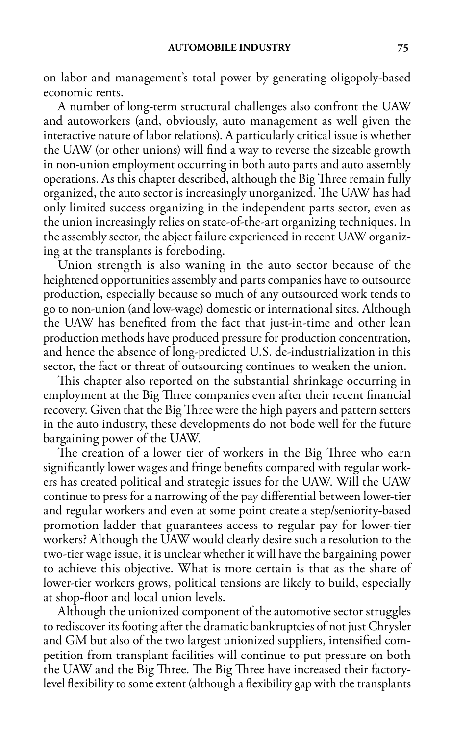on labor and management's total power by generating oligopoly-based economic rents.

A number of long-term structural challenges also confront the UAW and autoworkers (and, obviously, auto management as well given the interactive nature of labor relations). A particularly critical issue is whether the UAW (or other unions) will find a way to reverse the sizeable growth in non-union employment occurring in both auto parts and auto assembly operations. As this chapter described, although the Big Three remain fully organized, the auto sector is increasingly unorganized. The UAW has had only limited success organizing in the independent parts sector, even as the union increasingly relies on state-of-the-art organizing techniques. In the assembly sector, the abject failure experienced in recent UAW organizing at the transplants is foreboding.

Union strength is also waning in the auto sector because of the heightened opportunities assembly and parts companies have to outsource production, especially because so much of any outsourced work tends to go to non-union (and low-wage) domestic or international sites. Although the UAW has benefited from the fact that just-in-time and other lean production methods have produced pressure for production concentration, and hence the absence of long-predicted U.S. de-industrialization in this sector, the fact or threat of outsourcing continues to weaken the union.

This chapter also reported on the substantial shrinkage occurring in employment at the Big Three companies even after their recent financial recovery. Given that the Big Three were the high payers and pattern setters in the auto industry, these developments do not bode well for the future bargaining power of the UAW.

The creation of a lower tier of workers in the Big Three who earn significantly lower wages and fringe benefits compared with regular workers has created political and strategic issues for the UAW. Will the UAW continue to press for a narrowing of the pay differential between lower-tier and regular workers and even at some point create a step/seniority-based promotion ladder that guarantees access to regular pay for lower-tier workers? Although the UAW would clearly desire such a resolution to the two-tier wage issue, it is unclear whether it will have the bargaining power to achieve this objective. What is more certain is that as the share of lower-tier workers grows, political tensions are likely to build, especially at shop-floor and local union levels.

Although the unionized component of the automotive sector struggles to rediscover its footing after the dramatic bankruptcies of not just Chrysler and GM but also of the two largest unionized suppliers, intensified competition from transplant facilities will continue to put pressure on both the UAW and the Big Three. The Big Three have increased their factory-level flexibility to some extent (although a flexibility gap with the transplants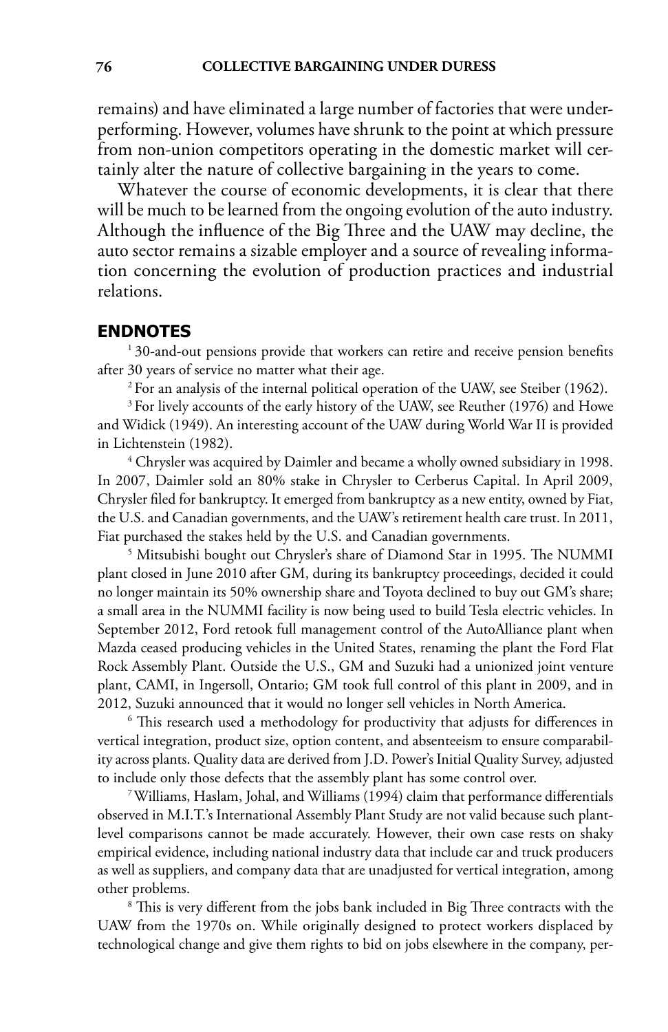remains) and have eliminated a large number of factories that were underperforming. However, volumes have shrunk to the point at which pressure from non-union competitors operating in the domestic market will certainly alter the nature of collective bargaining in the years to come.

Whatever the course of economic developments, it is clear that there will be much to be learned from the ongoing evolution of the auto industry. Although the influence of the Big Three and the UAW may decline, the auto sector remains a sizable employer and a source of revealing information concerning the evolution of production practices and industrial relations.

## ENDNOTES

[1] 30-and-out pensions provide that workers can retire and receive pension benefits after 30 years of service no matter what their age.

[2] For an analysis of the internal political operation of the UAW, see Steiber (1962).

[3] For lively accounts of the early history of the UAW, see Reuther (1976) and Howe and Widick (1949). An interesting account of the UAW during World War II is provided in Lichtenstein (1982).

[4] Chrysler was acquired by Daimler and became a wholly owned subsidiary in 1998. In 2007, Daimler sold an 80% stake in Chrysler to Cerberus Capital. In April 2009, Chrysler filed for bankruptcy. It emerged from bankruptcy as a new entity, owned by Fiat, the U.S. and Canadian governments, and the UAW's retirement health care trust. In 2011, Fiat purchased the stakes held by the U.S. and Canadian governments.

[5] Mitsubishi bought out Chrysler's share of Diamond Star in 1995. The NUMMI plant closed in June 2010 after GM, during its bankruptcy proceedings, decided it could no longer maintain its 50% ownership share and Toyota declined to buy out GM's share; a small area in the NUMMI facility is now being used to build Tesla electric vehicles. In September 2012, Ford retook full management control of the AutoAlliance plant when Mazda ceased producing vehicles in the United States, renaming the plant the Ford Flat Rock Assembly Plant. Outside the U.S., GM and Suzuki had a unionized joint venture plant, CAMI, in Ingersoll, Ontario; GM took full control of this plant in 2009, and in 2012, Suzuki announced that it would no longer sell vehicles in North America.

[6] This research used a methodology for productivity that adjusts for differences in vertical integration, product size, option content, and absenteeism to ensure comparability across plants. Quality data are derived from J.D. Power's Initial Quality Survey, adjusted to include only those defects that the assembly plant has some control over.

[7] Williams, Haslam, Johal, and Williams (1994) claim that performance differentials observed in M.I.T.'s International Assembly Plant Study are not valid because such plant-level comparisons cannot be made accurately. However, their own case rests on shaky empirical evidence, including national industry data that include car and truck producers as well as suppliers, and company data that are unadjusted for vertical integration, among other problems.

[8] This is very different from the jobs bank included in Big Three contracts with the UAW from the 1970s on. While originally designed to protect workers displaced by technological change and give them rights to bid on jobs elsewhere in the company, per-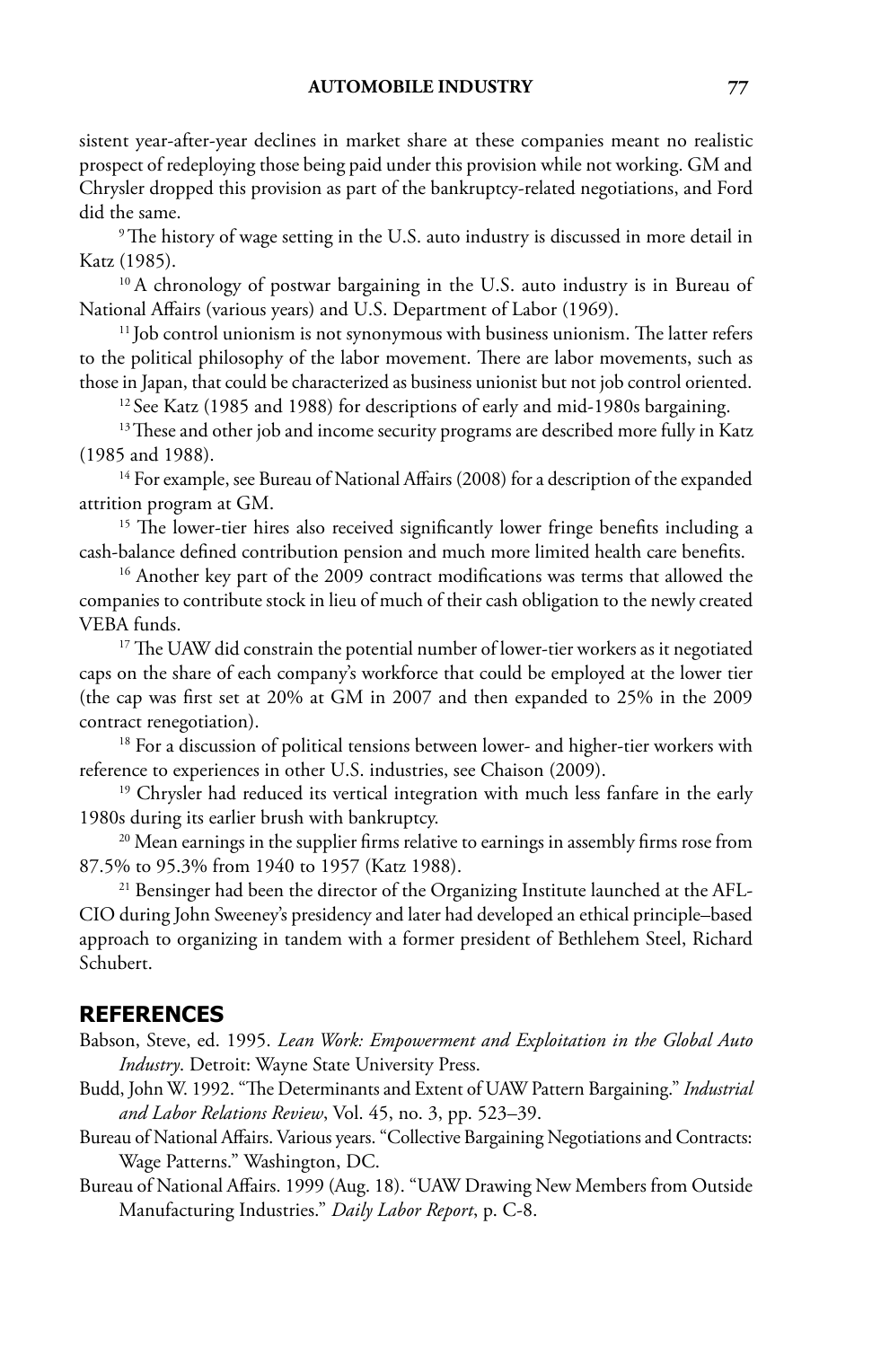sistent year-after-year declines in market share at these companies meant no realistic prospect of redeploying those being paid under this provision while not working. GM and Chrysler dropped this provision as part of the bankruptcy-related negotiations, and Ford did the same.

[9] The history of wage setting in the U.S. auto industry is discussed in more detail in Katz (1985).

[10] A chronology of postwar bargaining in the U.S. auto industry is in Bureau of National Affairs (various years) and U.S. Department of Labor (1969).

[11] Job control unionism is not synonymous with business unionism. The latter refers to the political philosophy of the labor movement. There are labor movements, such as those in Japan, that could be characterized as business unionist but not job control oriented.

[12] See Katz (1985 and 1988) for descriptions of early and mid-1980s bargaining.

[13] These and other job and income security programs are described more fully in Katz (1985 and 1988).

[14] For example, see Bureau of National Affairs (2008) for a description of the expanded attrition program at GM.

[15] The lower-tier hires also received significantly lower fringe benefits including a cash-balance defined contribution pension and much more limited health care benefits.

[16] Another key part of the 2009 contract modifications was terms that allowed the companies to contribute stock in lieu of much of their cash obligation to the newly created VEBA funds.

[17] The UAW did constrain the potential number of lower-tier workers as it negotiated caps on the share of each company's workforce that could be employed at the lower tier (the cap was first set at 20% at GM in 2007 and then expanded to 25% in the 2009 contract renegotiation).

[18] For a discussion of political tensions between lower- and higher-tier workers with reference to experiences in other U.S. industries, see Chaison (2009).

[19] Chrysler had reduced its vertical integration with much less fanfare in the early 1980s during its earlier brush with bankruptcy.

[20] Mean earnings in the supplier firms relative to earnings in assembly firms rose from 87.5% to 95.3% from 1940 to 1957 (Katz 1988).

[21] Bensinger had been the director of the Organizing Institute launched at the AFL-CIO during John Sweeney's presidency and later had developed an ethical principle–based approach to organizing in tandem with a former president of Bethlehem Steel, Richard Schubert.

## REFERENCES

Babson, Steve, ed. 1995. *Lean Work: Empowerment and Exploitation in the Global Auto Industry*. Detroit: Wayne State University Press.

Budd, John W. 1992. "The Determinants and Extent of UAW Pattern Bargaining." *Industrial and Labor Relations Review*, Vol. 45, no. 3, pp. 523–39.

Bureau of National Affairs. Various years. "Collective Bargaining Negotiations and Contracts: Wage Patterns." Washington, DC.

Bureau of National Affairs. 1999 (Aug. 18). "UAW Drawing New Members from Outside Manufacturing Industries." *Daily Labor Report*, p. C-8.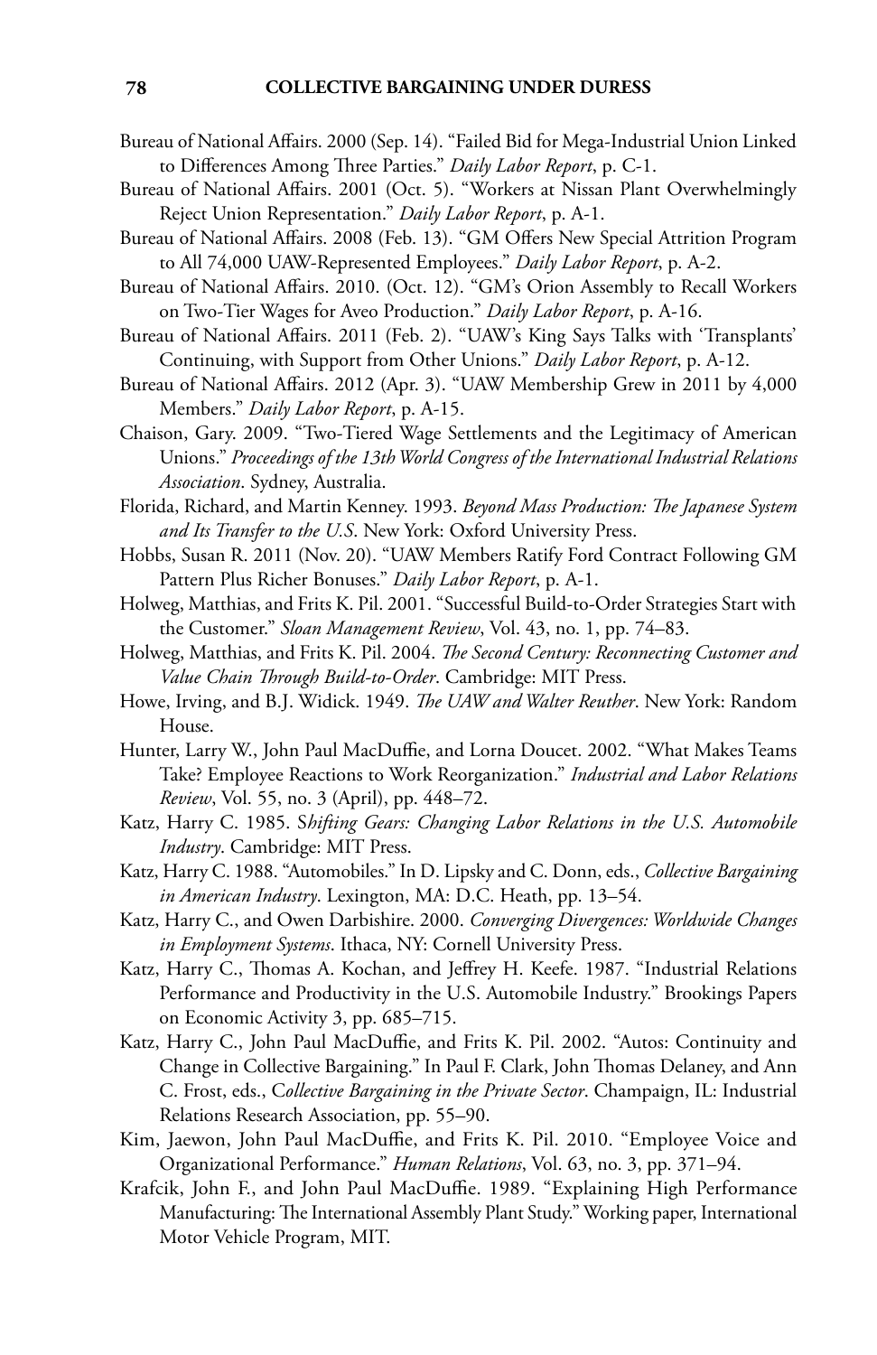Bureau of National Affairs. 2000 (Sep. 14). "Failed Bid for Mega-Industrial Union Linked to Differences Among Three Parties." *Daily Labor Report*, p. C-1.

Bureau of National Affairs. 2001 (Oct. 5). "Workers at Nissan Plant Overwhelmingly Reject Union Representation." *Daily Labor Report*, p. A-1.

Bureau of National Affairs. 2008 (Feb. 13). "GM Offers New Special Attrition Program to All 74,000 UAW-Represented Employees." *Daily Labor Report*, p. A-2.

Bureau of National Affairs. 2010. (Oct. 12). "GM's Orion Assembly to Recall Workers on Two-Tier Wages for Aveo Production." *Daily Labor Report*, p. A-16.

Bureau of National Affairs. 2011 (Feb. 2). "UAW's King Says Talks with 'Transplants' Continuing, with Support from Other Unions." *Daily Labor Report*, p. A-12.

Bureau of National Affairs. 2012 (Apr. 3). "UAW Membership Grew in 2011 by 4,000 Members." *Daily Labor Report*, p. A-15.

Chaison, Gary. 2009. "Two-Tiered Wage Settlements and the Legitimacy of American Unions." *Proceedings of the 13th World Congress of the International Industrial Relations Association*. Sydney, Australia.

Florida, Richard, and Martin Kenney. 1993. *Beyond Mass Production: The Japanese System and Its Transfer to the U.S*. New York: Oxford University Press.

Hobbs, Susan R. 2011 (Nov. 20). "UAW Members Ratify Ford Contract Following GM Pattern Plus Richer Bonuses." *Daily Labor Report*, p. A-1.

Holweg, Matthias, and Frits K. Pil. 2001. "Successful Build-to-Order Strategies Start with the Customer." *Sloan Management Review*, Vol. 43, no. 1, pp. 74–83.

Holweg, Matthias, and Frits K. Pil. 2004. *The Second Century: Reconnecting Customer and Value Chain Through Build-to-Order*. Cambridge: MIT Press.

Howe, Irving, and B.J. Widick. 1949. *The UAW and Walter Reuther*. New York: Random House.

Hunter, Larry W., John Paul MacDuffie, and Lorna Doucet. 2002. "What Makes Teams Take? Employee Reactions to Work Reorganization." *Industrial and Labor Relations Review*, Vol. 55, no. 3 (April), pp. 448–72.

Katz, Harry C. 1985. *Shifting Gears: Changing Labor Relations in the U.S. Automobile Industry*. Cambridge: MIT Press.

Katz, Harry C. 1988. "Automobiles." In D. Lipsky and C. Donn, eds., *Collective Bargaining in American Industry*. Lexington, MA: D.C. Heath, pp. 13–54.

Katz, Harry C., and Owen Darbishire. 2000. *Converging Divergences: Worldwide Changes in Employment Systems*. Ithaca, NY: Cornell University Press.

Katz, Harry C., Thomas A. Kochan, and Jeffrey H. Keefe. 1987. "Industrial Relations Performance and Productivity in the U.S. Automobile Industry." Brookings Papers on Economic Activity 3, pp. 685–715.

Katz, Harry C., John Paul MacDuffie, and Frits K. Pil. 2002. "Autos: Continuity and Change in Collective Bargaining." In Paul F. Clark, John Thomas Delaney, and Ann C. Frost, eds., *Collective Bargaining in the Private Sector*. Champaign, IL: Industrial Relations Research Association, pp. 55–90.

Kim, Jaewon, John Paul MacDuffie, and Frits K. Pil. 2010. "Employee Voice and Organizational Performance." *Human Relations*, Vol. 63, no. 3, pp. 371–94.

Krafcik, John F., and John Paul MacDuffie. 1989. "Explaining High Performance Manufacturing: The International Assembly Plant Study." Working paper, International Motor Vehicle Program, MIT.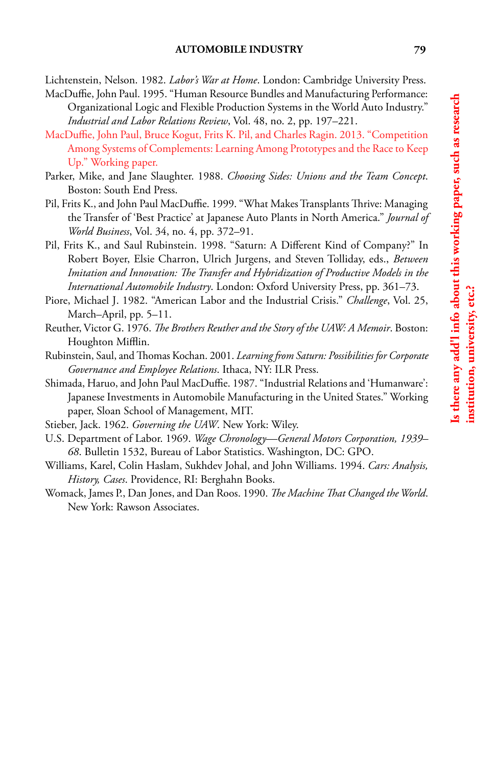Lichtenstein, Nelson. 1982. *Labor's War at Home*. London: Cambridge University Press.

MacDuffie, John Paul. 1995. "Human Resource Bundles and Manufacturing Performance: Organizational Logic and Flexible Production Systems in the World Auto Industry." *Industrial and Labor Relations Review*, Vol. 48, no. 2, pp. 197–221.

MacDuffie, John Paul, Bruce Kogut, Frits K. Pil, and Charles Ragin. 2013. "Competition Among Systems of Complements: Learning Among Prototypes and the Race to Keep Up." Working paper.

Parker, Mike, and Jane Slaughter. 1988. *Choosing Sides: Unions and the Team Concept*. Boston: South End Press.

Pil, Frits K., and John Paul MacDuffie. 1999. "What Makes Transplants Thrive: Managing the Transfer of 'Best Practice' at Japanese Auto Plants in North America." *Journal of World Business*, Vol. 34, no. 4, pp. 372–91.

Pil, Frits K., and Saul Rubinstein. 1998. "Saturn: A Different Kind of Company?" In Robert Boyer, Elsie Charron, Ulrich Jurgens, and Steven Tolliday, eds., *Between Imitation and Innovation: The Transfer and Hybridization of Productive Models in the International Automobile Industry*. London: Oxford University Press, pp. 361–73.

Piore, Michael J. 1982. "American Labor and the Industrial Crisis." *Challenge*, Vol. 25, March–April, pp. 5–11.

Reuther, Victor G. 1976. *The Brothers Reuther and the Story of the UAW: A Memoir*. Boston: Houghton Mifflin.

Rubinstein, Saul, and Thomas Kochan. 2001. *Learning from Saturn: Possibilities for Corporate Governance and Employee Relations*. Ithaca, NY: ILR Press.

Shimada, Haruo, and John Paul MacDuffie. 1987. "Industrial Relations and 'Humanware': Japanese Investments in Automobile Manufacturing in the United States." Working paper, Sloan School of Management, MIT.

Stieber, Jack. 1962. *Governing the UAW*. New York: Wiley.

U.S. Department of Labor. 1969. *Wage Chronology—General Motors Corporation, 1939–68*. Bulletin 1532, Bureau of Labor Statistics. Washington, DC: GPO.

Williams, Karel, Colin Haslam, Sukhdev Johal, and John Williams. 1994. *Cars: Analysis, History, Cases*. Providence, RI: Berghahn Books.

Womack, James P., Dan Jones, and Dan Roos. 1990. *The Machine That Changed the World*. New York: Rawson Associates.

**Is there any add'l info about this working paper, such as research institution, university, etc.?**